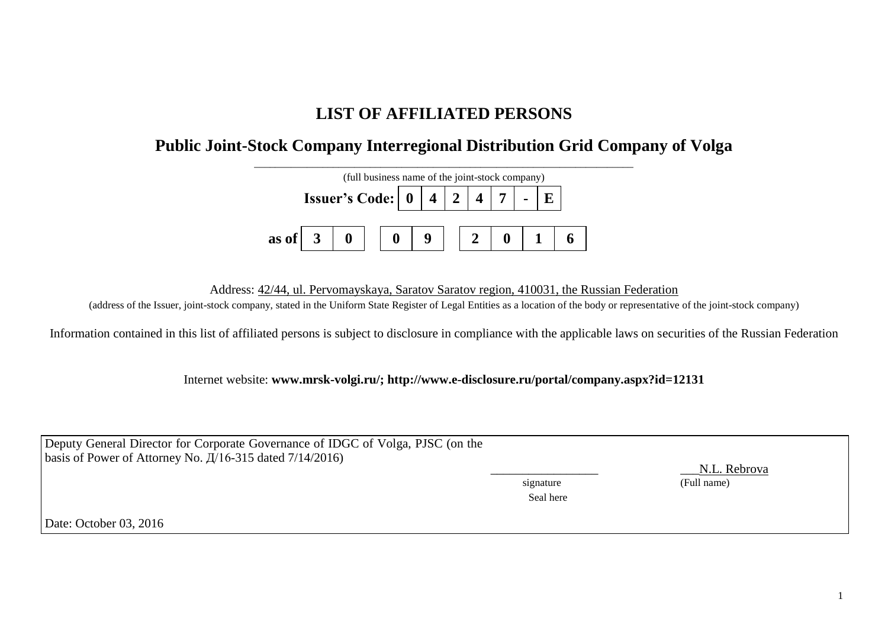# LIST OF AFFILIATED PERSONS

## Public Joint-Stock Company Interregional Distribution Grid Company of Volga

(full business name of the joint-stock company)

**Issuer's Code:**

| 0 | 4 | 2 | 4 | 7 | - | E |
|---|---|---|---|---|---|---|

**as of**

| 3 | 0 | | 0 | 9 | | 2 | 0 | 1 | 6 |
|---|---|---|---|---|---|---|---|---|---|

Address: 42/44, ul. Pervomayskaya, Saratov Saratov region, 410031, the Russian Federation

(address of the Issuer, joint-stock company, stated in the Uniform State Register of Legal Entities as a location of the body or representative of the joint-stock company)

Information contained in this list of affiliated persons is subject to disclosure in compliance with the applicable laws on securities of the Russian Federation

Internet website: **www.mrsk-volgi.ru/; http://www.e-disclosure.ru/portal/company.aspx?id=12131**

| Deputy General Director for Corporate Governance of IDGC of Volga, PJSC (on the basis of Power of Attorney No. Д/16-315 dated 7/14/2016) | \_\_\_\_\_\_\_\_\_\_\_\_\_\_\_\_\_\_ signature Seal here | N.L. Rebrova (Full name) |
|---|---|---|
| Date: October 03, 2016 | | |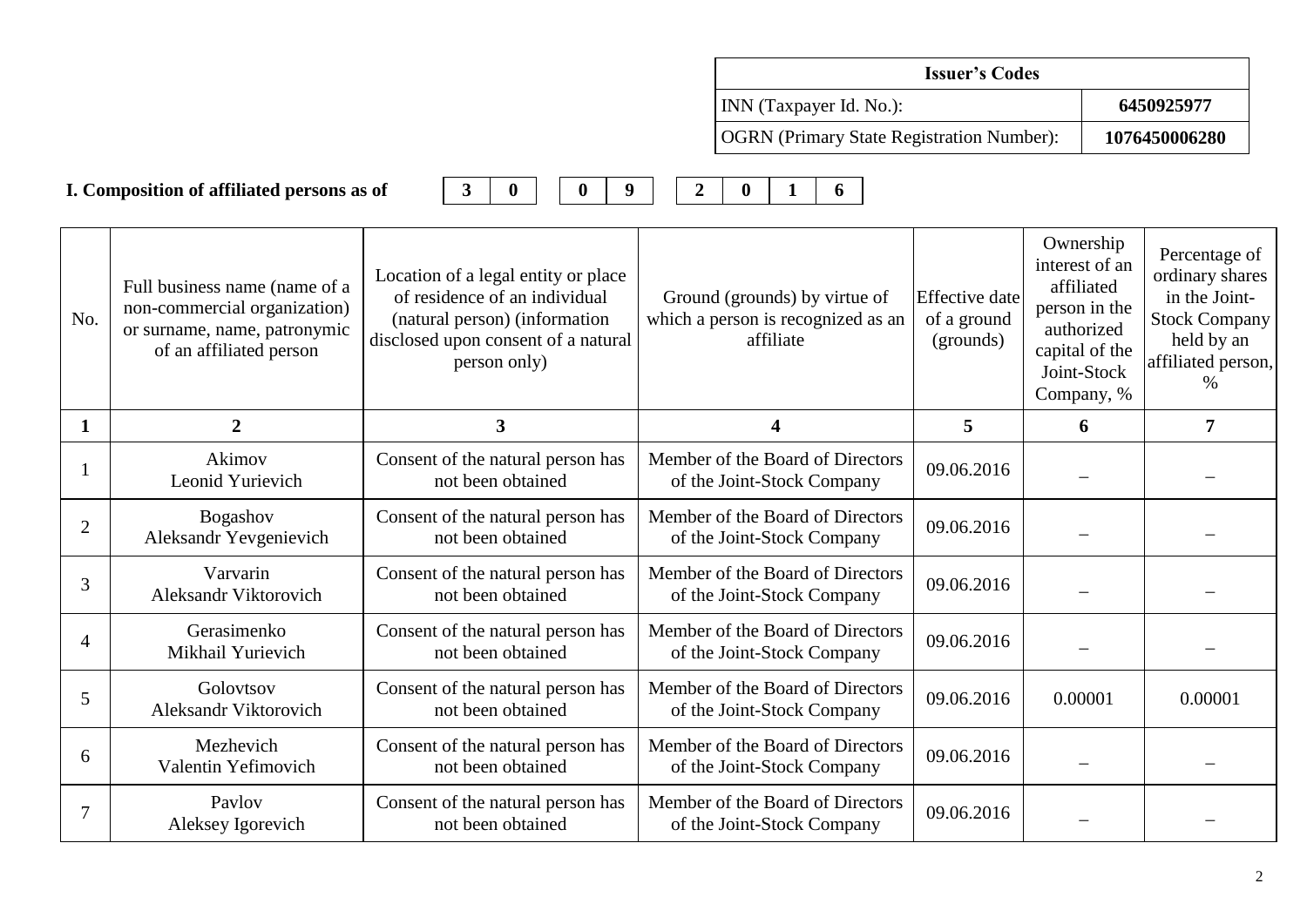| Issuer's Codes | |
|---|---|
| INN (Taxpayer Id. No.): | 6450925977 |
| OGRN (Primary State Registration Number): | 1076450006280 |

**I. Composition of affiliated persons as of** 30 09 2016

| No. | Full business name (name of a non-commercial organization) or surname, name, patronymic of an affiliated person | Location of a legal entity or place of residence of an individual (natural person) (information disclosed upon consent of a natural person only) | Ground (grounds) by virtue of which a person is recognized as an affiliate | Effective date of a ground (grounds) | Ownership interest of an affiliated person in the authorized capital of the Joint-Stock Company, % | Percentage of ordinary shares in the Joint-Stock Company held by an affiliated person, % |
|---|---|---|---|---|---|---|
| 1 | 2 | 3 | 4 | 5 | 6 | 7 |
| 1 | Akimov Leonid Yurievich | Consent of the natural person has not been obtained | Member of the Board of Directors of the Joint-Stock Company | 09.06.2016 | – | – |
| 2 | Bogashov Aleksandr Yevgenievich | Consent of the natural person has not been obtained | Member of the Board of Directors of the Joint-Stock Company | 09.06.2016 | – | – |
| 3 | Varvarin Aleksandr Viktorovich | Consent of the natural person has not been obtained | Member of the Board of Directors of the Joint-Stock Company | 09.06.2016 | – | – |
| 4 | Gerasimenko Mikhail Yurievich | Consent of the natural person has not been obtained | Member of the Board of Directors of the Joint-Stock Company | 09.06.2016 | – | – |
| 5 | Golovtsov Aleksandr Viktorovich | Consent of the natural person has not been obtained | Member of the Board of Directors of the Joint-Stock Company | 09.06.2016 | 0.00001 | 0.00001 |
| 6 | Mezhevich Valentin Yefimovich | Consent of the natural person has not been obtained | Member of the Board of Directors of the Joint-Stock Company | 09.06.2016 | – | – |
| 7 | Pavlov Aleksey Igorevich | Consent of the natural person has not been obtained | Member of the Board of Directors of the Joint-Stock Company | 09.06.2016 | – | – |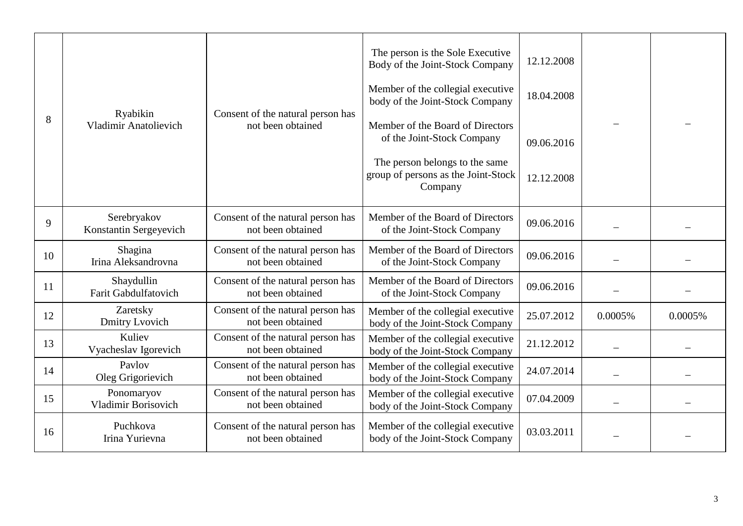| | | | | | | |
|---|---|---|---|---|---|---|
| 8 | Ryabikin Vladimir Anatolievich | Consent of the natural person has not been obtained | The person is the Sole Executive Body of the Joint-Stock Company<br><br>Member of the collegial executive body of the Joint-Stock Company<br><br>Member of the Board of Directors of the Joint-Stock Company<br><br>The person belongs to the same group of persons as the Joint-Stock Company | 12.12.2008<br><br>18.04.2008<br><br>09.06.2016<br><br>12.12.2008 | – | – |
| 9 | Serebryakov Konstantin Sergeyevich | Consent of the natural person has not been obtained | Member of the Board of Directors of the Joint-Stock Company | 09.06.2016 | – | – |
| 10 | Shagina Irina Aleksandrovna | Consent of the natural person has not been obtained | Member of the Board of Directors of the Joint-Stock Company | 09.06.2016 | – | – |
| 11 | Shaydullin Farit Gabdulfatovich | Consent of the natural person has not been obtained | Member of the Board of Directors of the Joint-Stock Company | 09.06.2016 | – | – |
| 12 | Zaretsky Dmitry Lvovich | Consent of the natural person has not been obtained | Member of the collegial executive body of the Joint-Stock Company | 25.07.2012 | 0.0005% | 0.0005% |
| 13 | Kuliev Vyacheslav Igorevich | Consent of the natural person has not been obtained | Member of the collegial executive body of the Joint-Stock Company | 21.12.2012 | – | – |
| 14 | Pavlov Oleg Grigorievich | Consent of the natural person has not been obtained | Member of the collegial executive body of the Joint-Stock Company | 24.07.2014 | – | – |
| 15 | Ponomaryov Vladimir Borisovich | Consent of the natural person has not been obtained | Member of the collegial executive body of the Joint-Stock Company | 07.04.2009 | – | – |
| 16 | Puchkova Irina Yurievna | Consent of the natural person has not been obtained | Member of the collegial executive body of the Joint-Stock Company | 03.03.2011 | – | – |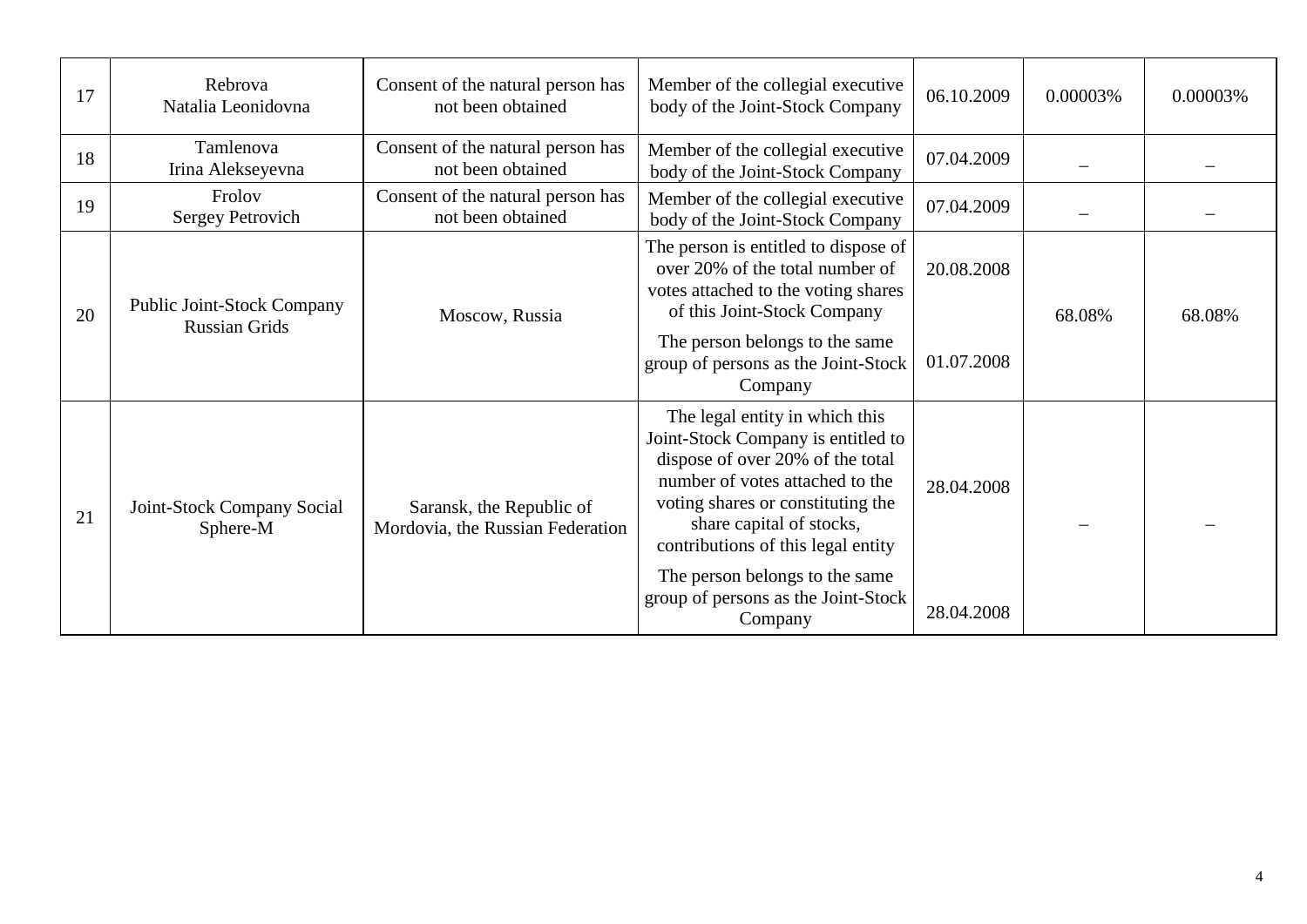| 17 | Rebrova Natalia Leonidovna | Consent of the natural person has not been obtained | Member of the collegial executive body of the Joint-Stock Company | 06.10.2009 | 0.00003% | 0.00003% |
|---|---|---|---|---|---|---|
| 18 | Tamlenova Irina Alekseyevna | Consent of the natural person has not been obtained | Member of the collegial executive body of the Joint-Stock Company | 07.04.2009 | – | – |
| 19 | Frolov Sergey Petrovich | Consent of the natural person has not been obtained | Member of the collegial executive body of the Joint-Stock Company | 07.04.2009 | – | – |
| 20 | Public Joint-Stock Company Russian Grids | Moscow, Russia | The person is entitled to dispose of over 20% of the total number of votes attached to the voting shares of this Joint-Stock Company<br><br>The person belongs to the same group of persons as the Joint-Stock Company | 20.08.2008<br><br>01.07.2008 | 68.08% | 68.08% |
| 21 | Joint-Stock Company Social Sphere-M | Saransk, the Republic of Mordovia, the Russian Federation | The legal entity in which this Joint-Stock Company is entitled to dispose of over 20% of the total number of votes attached to the voting shares or constituting the share capital of stocks, contributions of this legal entity<br><br>The person belongs to the same group of persons as the Joint-Stock Company | 28.04.2008<br><br>28.04.2008 | – | – |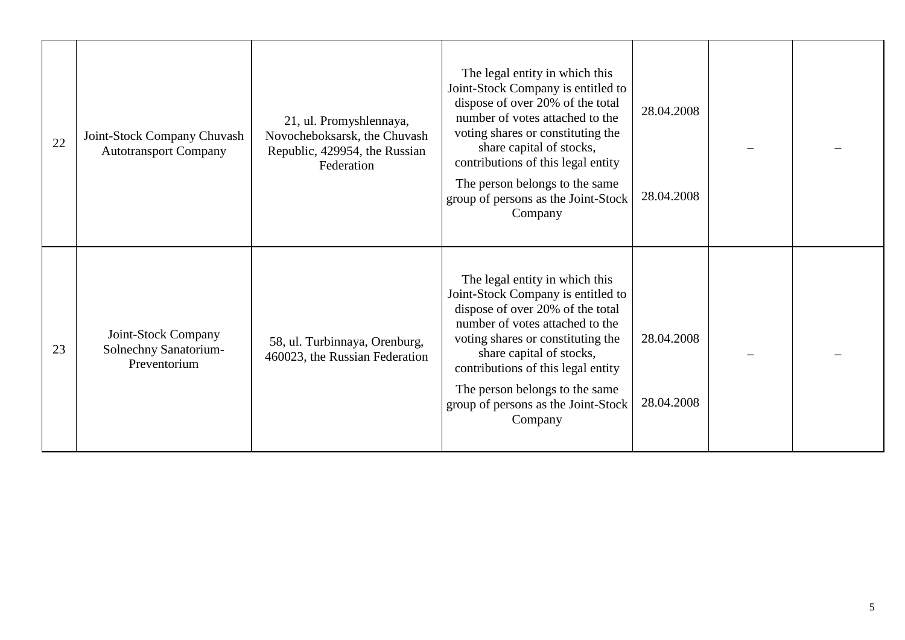| 22 | Joint-Stock Company Chuvash Autotransport Company | 21, ul. Promyshlennaya, Novocheboksarsk, the Chuvash Republic, 429954, the Russian Federation | The legal entity in which this Joint-Stock Company is entitled to dispose of over 20% of the total number of votes attached to the voting shares or constituting the share capital of stocks, contributions of this legal entity<br><br>The person belongs to the same group of persons as the Joint-Stock Company | 28.04.2008<br><br>28.04.2008 | – | – |
|---|---|---|---|---|---|---|
| 23 | Joint-Stock Company Solnechny Sanatorium-Preventorium | 58, ul. Turbinnaya, Orenburg, 460023, the Russian Federation | The legal entity in which this Joint-Stock Company is entitled to dispose of over 20% of the total number of votes attached to the voting shares or constituting the share capital of stocks, contributions of this legal entity<br><br>The person belongs to the same group of persons as the Joint-Stock Company | 28.04.2008<br><br>28.04.2008 | – | – |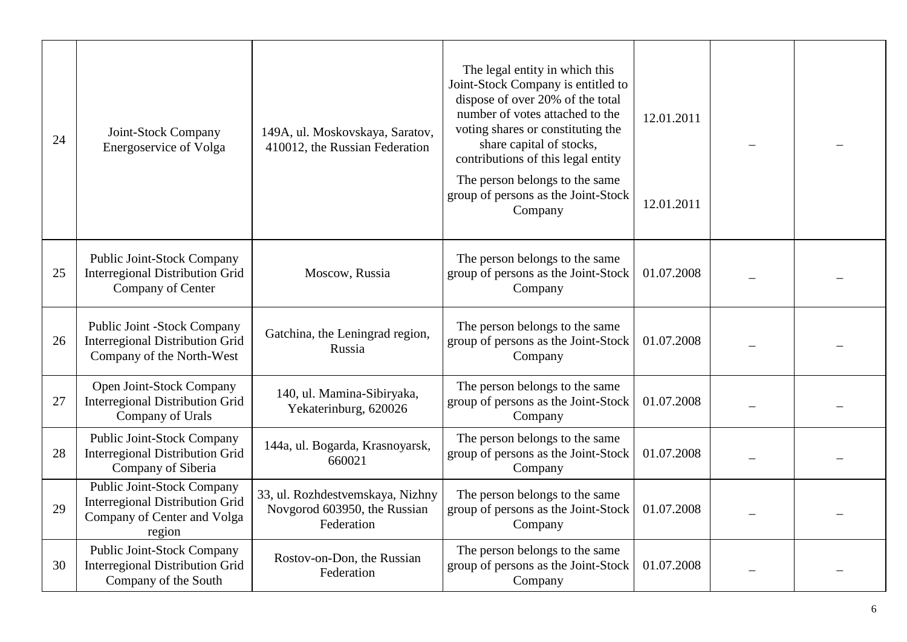| 24 | Joint-Stock Company Energoservice of Volga | 149A, ul. Moskovskaya, Saratov, 410012, the Russian Federation | The legal entity in which this Joint-Stock Company is entitled to dispose of over 20% of the total number of votes attached to the voting shares or constituting the share capital of stocks, contributions of this legal entity<br>The person belongs to the same group of persons as the Joint-Stock Company | 12.01.2011<br>12.01.2011 | – | – |
|---|---|---|---|---|---|---|
| 25 | Public Joint-Stock Company Interregional Distribution Grid Company of Center | Moscow, Russia | The person belongs to the same group of persons as the Joint-Stock Company | 01.07.2008 | – | – |
| 26 | Public Joint -Stock Company Interregional Distribution Grid Company of the North-West | Gatchina, the Leningrad region, Russia | The person belongs to the same group of persons as the Joint-Stock Company | 01.07.2008 | – | – |
| 27 | Open Joint-Stock Company Interregional Distribution Grid Company of Urals | 140, ul. Mamina-Sibiryaka, Yekaterinburg, 620026 | The person belongs to the same group of persons as the Joint-Stock Company | 01.07.2008 | – | – |
| 28 | Public Joint-Stock Company Interregional Distribution Grid Company of Siberia | 144a, ul. Bogarda, Krasnoyarsk, 660021 | The person belongs to the same group of persons as the Joint-Stock Company | 01.07.2008 | – | – |
| 29 | Public Joint-Stock Company Interregional Distribution Grid Company of Center and Volga region | 33, ul. Rozhdestvemskaya, Nizhny Novgorod 603950, the Russian Federation | The person belongs to the same group of persons as the Joint-Stock Company | 01.07.2008 | – | – |
| 30 | Public Joint-Stock Company Interregional Distribution Grid Company of the South | Rostov-on-Don, the Russian Federation | The person belongs to the same group of persons as the Joint-Stock Company | 01.07.2008 | – | – |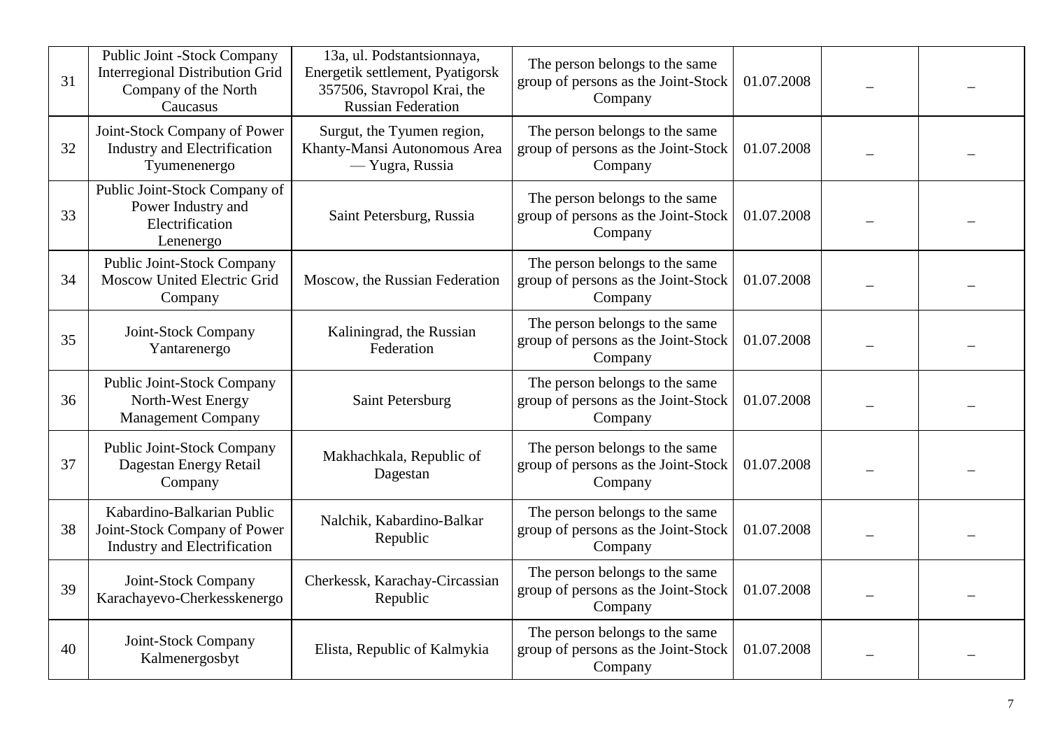| 31 | Public Joint -Stock Company Interregional Distribution Grid Company of the North Caucasus | 13a, ul. Podstantsionnaya, Energetik settlement, Pyatigorsk 357506, Stavropol Krai, the Russian Federation | The person belongs to the same group of persons as the Joint-Stock Company | 01.07.2008 | – | – |
|---|---|---|---|---|---|---|
| 32 | Joint-Stock Company of Power Industry and Electrification Tyumenenergo | Surgut, the Tyumen region, Khanty-Mansi Autonomous Area — Yugra, Russia | The person belongs to the same group of persons as the Joint-Stock Company | 01.07.2008 | – | – |
| 33 | Public Joint-Stock Company of Power Industry and Electrification Lenenergo | Saint Petersburg, Russia | The person belongs to the same group of persons as the Joint-Stock Company | 01.07.2008 | – | – |
| 34 | Public Joint-Stock Company Moscow United Electric Grid Company | Moscow, the Russian Federation | The person belongs to the same group of persons as the Joint-Stock Company | 01.07.2008 | – | – |
| 35 | Joint-Stock Company Yantarenergo | Kaliningrad, the Russian Federation | The person belongs to the same group of persons as the Joint-Stock Company | 01.07.2008 | – | – |
| 36 | Public Joint-Stock Company North-West Energy Management Company | Saint Petersburg | The person belongs to the same group of persons as the Joint-Stock Company | 01.07.2008 | – | – |
| 37 | Public Joint-Stock Company Dagestan Energy Retail Company | Makhachkala, Republic of Dagestan | The person belongs to the same group of persons as the Joint-Stock Company | 01.07.2008 | – | – |
| 38 | Kabardino-Balkarian Public Joint-Stock Company of Power Industry and Electrification | Nalchik, Kabardino-Balkar Republic | The person belongs to the same group of persons as the Joint-Stock Company | 01.07.2008 | – | – |
| 39 | Joint-Stock Company Karachayevo-Cherkesskenergo | Cherkessk, Karachay-Circassian Republic | The person belongs to the same group of persons as the Joint-Stock Company | 01.07.2008 | – | – |
| 40 | Joint-Stock Company Kalmenergosbyt | Elista, Republic of Kalmykia | The person belongs to the same group of persons as the Joint-Stock Company | 01.07.2008 | – | – |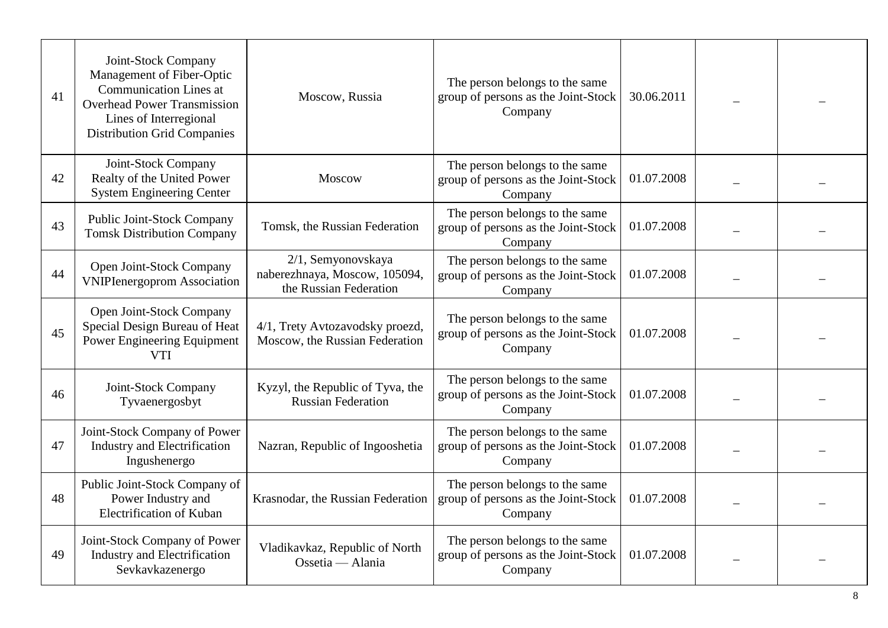| 41 | Joint-Stock Company Management of Fiber-Optic Communication Lines at Overhead Power Transmission Lines of Interregional Distribution Grid Companies | Moscow, Russia | The person belongs to the same group of persons as the Joint-Stock Company | 30.06.2011 | – | – |
|---|---|---|---|---|---|---|
| 42 | Joint-Stock Company Realty of the United Power System Engineering Center | Moscow | The person belongs to the same group of persons as the Joint-Stock Company | 01.07.2008 | – | – |
| 43 | Public Joint-Stock Company Tomsk Distribution Company | Tomsk, the Russian Federation | The person belongs to the same group of persons as the Joint-Stock Company | 01.07.2008 | – | – |
| 44 | Open Joint-Stock Company VNIPIenergoprom Association | 2/1, Semyonovskaya naberezhnaya, Moscow, 105094, the Russian Federation | The person belongs to the same group of persons as the Joint-Stock Company | 01.07.2008 | – | – |
| 45 | Open Joint-Stock Company Special Design Bureau of Heat Power Engineering Equipment VTI | 4/1, Trety Avtozavodsky proezd, Moscow, the Russian Federation | The person belongs to the same group of persons as the Joint-Stock Company | 01.07.2008 | – | – |
| 46 | Joint-Stock Company Tyvaenergosbyt | Kyzyl, the Republic of Tyva, the Russian Federation | The person belongs to the same group of persons as the Joint-Stock Company | 01.07.2008 | – | – |
| 47 | Joint-Stock Company of Power Industry and Electrification Ingushenergo | Nazran, Republic of Ingooshetia | The person belongs to the same group of persons as the Joint-Stock Company | 01.07.2008 | – | – |
| 48 | Public Joint-Stock Company of Power Industry and Electrification of Kuban | Krasnodar, the Russian Federation | The person belongs to the same group of persons as the Joint-Stock Company | 01.07.2008 | – | – |
| 49 | Joint-Stock Company of Power Industry and Electrification Sevkavkazenergo | Vladikavkaz, Republic of North Ossetia — Alania | The person belongs to the same group of persons as the Joint-Stock Company | 01.07.2008 | – | – |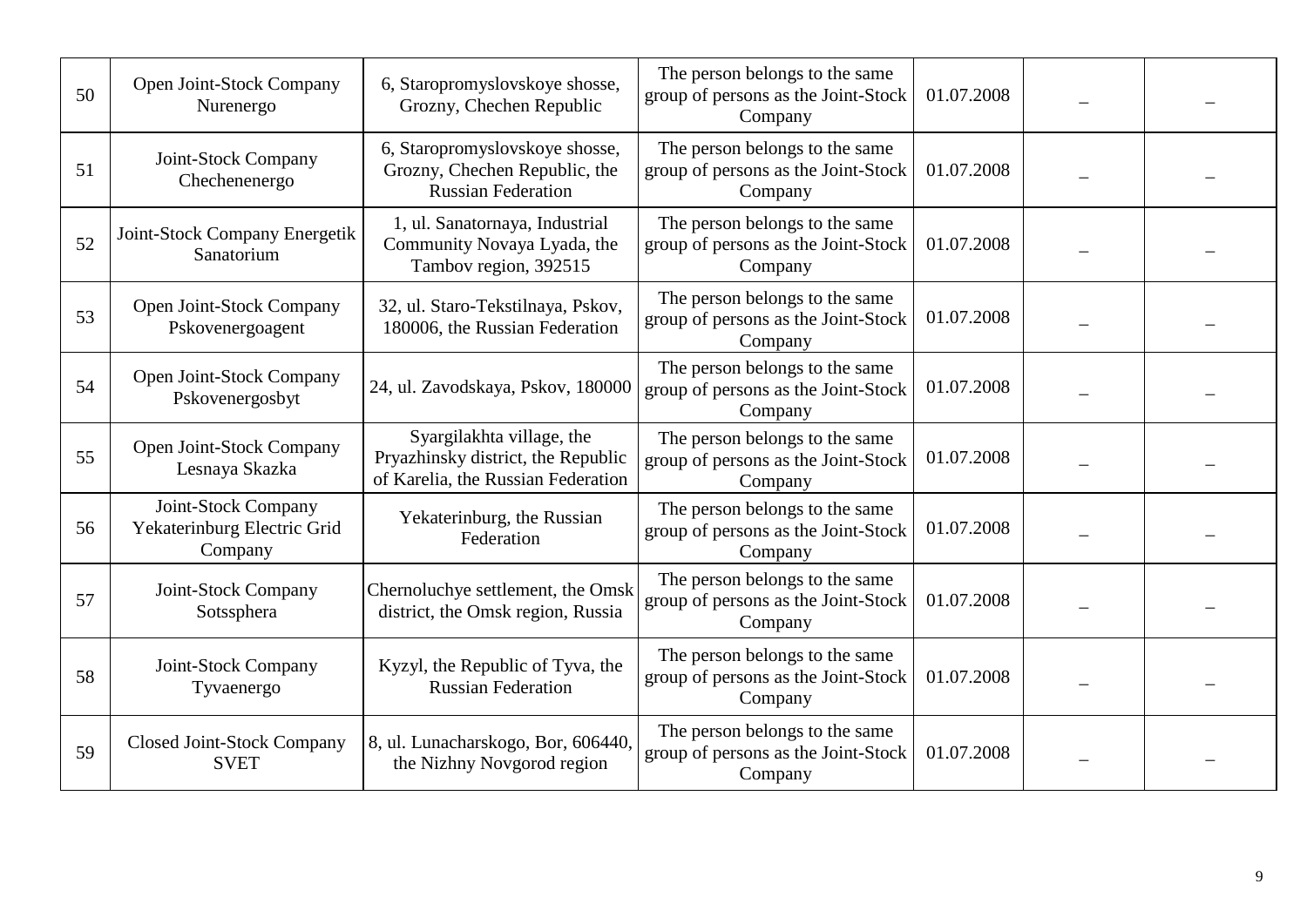| | | | | | | |
|---|---|---|---|---|---|---|
| 50 | Open Joint-Stock Company Nurenergo | 6, Staropromyslovskoye shosse, Grozny, Chechen Republic | The person belongs to the same group of persons as the Joint-Stock Company | 01.07.2008 | – | – |
| 51 | Joint-Stock Company Chechenenergo | 6, Staropromyslovskoye shosse, Grozny, Chechen Republic, the Russian Federation | The person belongs to the same group of persons as the Joint-Stock Company | 01.07.2008 | – | – |
| 52 | Joint-Stock Company Energetik Sanatorium | 1, ul. Sanatornaya, Industrial Community Novaya Lyada, the Tambov region, 392515 | The person belongs to the same group of persons as the Joint-Stock Company | 01.07.2008 | – | – |
| 53 | Open Joint-Stock Company Pskovenergoagent | 32, ul. Staro-Tekstilnaya, Pskov, 180006, the Russian Federation | The person belongs to the same group of persons as the Joint-Stock Company | 01.07.2008 | – | – |
| 54 | Open Joint-Stock Company Pskovenergosbyt | 24, ul. Zavodskaya, Pskov, 180000 | The person belongs to the same group of persons as the Joint-Stock Company | 01.07.2008 | – | – |
| 55 | Open Joint-Stock Company Lesnaya Skazka | Syargilakhta village, the Pryazhinsky district, the Republic of Karelia, the Russian Federation | The person belongs to the same group of persons as the Joint-Stock Company | 01.07.2008 | – | – |
| 56 | Joint-Stock Company Yekaterinburg Electric Grid Company | Yekaterinburg, the Russian Federation | The person belongs to the same group of persons as the Joint-Stock Company | 01.07.2008 | – | – |
| 57 | Joint-Stock Company Sotssphera | Chernoluchye settlement, the Omsk district, the Omsk region, Russia | The person belongs to the same group of persons as the Joint-Stock Company | 01.07.2008 | – | – |
| 58 | Joint-Stock Company Tyvaenergo | Kyzyl, the Republic of Tyva, the Russian Federation | The person belongs to the same group of persons as the Joint-Stock Company | 01.07.2008 | – | – |
| 59 | Closed Joint-Stock Company SVET | 8, ul. Lunacharskogo, Bor, 606440, the Nizhny Novgorod region | The person belongs to the same group of persons as the Joint-Stock Company | 01.07.2008 | – | – |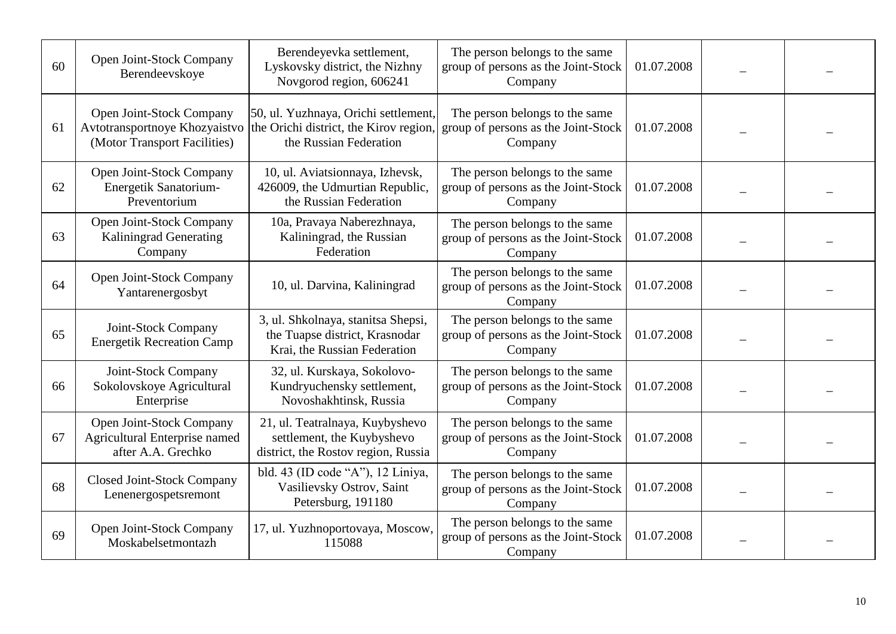| 60 | Open Joint-Stock Company Berendeevskoye | Berendeyevka settlement, Lyskovsky district, the Nizhny Novgorod region, 606241 | The person belongs to the same group of persons as the Joint-Stock Company | 01.07.2008 | _ | _ |
|---|---|---|---|---|---|---|
| 61 | Open Joint-Stock Company Avtotransportnoye Khozyaistvo (Motor Transport Facilities) | 50, ul. Yuzhnaya, Orichi settlement, the Orichi district, the Kirov region, the Russian Federation | The person belongs to the same group of persons as the Joint-Stock Company | 01.07.2008 | _ | _ |
| 62 | Open Joint-Stock Company Energetik Sanatorium-Preventorium | 10, ul. Aviatsionnaya, Izhevsk, 426009, the Udmurtian Republic, the Russian Federation | The person belongs to the same group of persons as the Joint-Stock Company | 01.07.2008 | _ | _ |
| 63 | Open Joint-Stock Company Kaliningrad Generating Company | 10a, Pravaya Naberezhnaya, Kaliningrad, the Russian Federation | The person belongs to the same group of persons as the Joint-Stock Company | 01.07.2008 | _ | _ |
| 64 | Open Joint-Stock Company Yantarenergosbyt | 10, ul. Darvina, Kaliningrad | The person belongs to the same group of persons as the Joint-Stock Company | 01.07.2008 | _ | _ |
| 65 | Joint-Stock Company Energetik Recreation Camp | 3, ul. Shkolnaya, stanitsa Shepsi, the Tuapse district, Krasnodar Krai, the Russian Federation | The person belongs to the same group of persons as the Joint-Stock Company | 01.07.2008 | _ | _ |
| 66 | Joint-Stock Company Sokolovskoye Agricultural Enterprise | 32, ul. Kurskaya, Sokolovo-Kundryuchensky settlement, Novoshakhtinsk, Russia | The person belongs to the same group of persons as the Joint-Stock Company | 01.07.2008 | _ | _ |
| 67 | Open Joint-Stock Company Agricultural Enterprise named after A.A. Grechko | 21, ul. Teatralnaya, Kuybyshevo settlement, the Kuybyshevo district, the Rostov region, Russia | The person belongs to the same group of persons as the Joint-Stock Company | 01.07.2008 | _ | _ |
| 68 | Closed Joint-Stock Company Lenenergospetsremont | bld. 43 (ID code "A"), 12 Liniya, Vasilievsky Ostrov, Saint Petersburg, 191180 | The person belongs to the same group of persons as the Joint-Stock Company | 01.07.2008 | _ | _ |
| 69 | Open Joint-Stock Company Moskabelsetmontazh | 17, ul. Yuzhnoportovaya, Moscow, 115088 | The person belongs to the same group of persons as the Joint-Stock Company | 01.07.2008 | _ | _ |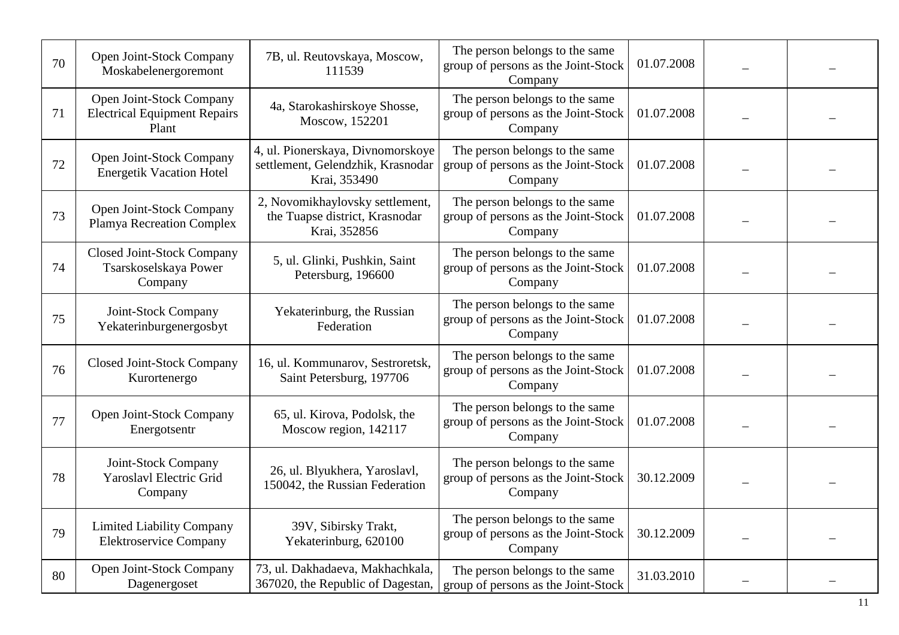| 70 | Open Joint-Stock Company Moskabelenergoremont | 7B, ul. Reutovskaya, Moscow, 111539 | The person belongs to the same group of persons as the Joint-Stock Company | 01.07.2008 | – | – |
|---|---|---|---|---|---|---|
| 71 | Open Joint-Stock Company Electrical Equipment Repairs Plant | 4a, Starokashirskoye Shosse, Moscow, 152201 | The person belongs to the same group of persons as the Joint-Stock Company | 01.07.2008 | – | – |
| 72 | Open Joint-Stock Company Energetik Vacation Hotel | 4, ul. Pionerskaya, Divnomorskoye settlement, Gelendzhik, Krasnodar Krai, 353490 | The person belongs to the same group of persons as the Joint-Stock Company | 01.07.2008 | – | – |
| 73 | Open Joint-Stock Company Plamya Recreation Complex | 2, Novomikhaylovsky settlement, the Tuapse district, Krasnodar Krai, 352856 | The person belongs to the same group of persons as the Joint-Stock Company | 01.07.2008 | – | – |
| 74 | Closed Joint-Stock Company Tsarskoselskaya Power Company | 5, ul. Glinki, Pushkin, Saint Petersburg, 196600 | The person belongs to the same group of persons as the Joint-Stock Company | 01.07.2008 | – | – |
| 75 | Joint-Stock Company Yekaterinburgenergosbyt | Yekaterinburg, the Russian Federation | The person belongs to the same group of persons as the Joint-Stock Company | 01.07.2008 | – | – |
| 76 | Closed Joint-Stock Company Kurortenergo | 16, ul. Kommunarov, Sestroretsk, Saint Petersburg, 197706 | The person belongs to the same group of persons as the Joint-Stock Company | 01.07.2008 | – | – |
| 77 | Open Joint-Stock Company Energotsentr | 65, ul. Kirova, Podolsk, the Moscow region, 142117 | The person belongs to the same group of persons as the Joint-Stock Company | 01.07.2008 | – | – |
| 78 | Joint-Stock Company Yaroslavl Electric Grid Company | 26, ul. Blyukhera, Yaroslavl, 150042, the Russian Federation | The person belongs to the same group of persons as the Joint-Stock Company | 30.12.2009 | – | – |
| 79 | Limited Liability Company Elektroservice Company | 39V, Sibirsky Trakt, Yekaterinburg, 620100 | The person belongs to the same group of persons as the Joint-Stock Company | 30.12.2009 | – | – |
| 80 | Open Joint-Stock Company Dagenergoset | 73, ul. Dakhadaeva, Makhachkala, 367020, the Republic of Dagestan, | The person belongs to the same group of persons as the Joint-Stock | 31.03.2010 | – | – |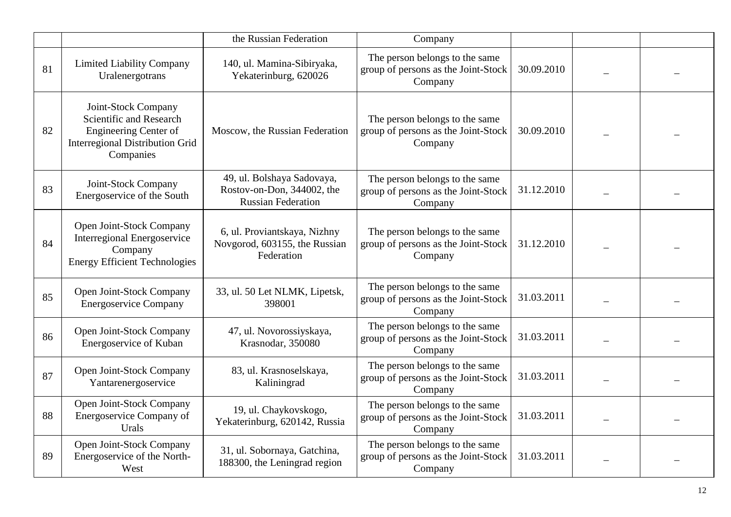| | | | | | | |
|---|---|---|---|---|---|---|
| | | the Russian Federation | Company | | | |
| 81 | Limited Liability Company Uralenergotrans | 140, ul. Mamina-Sibiryaka, Yekaterinburg, 620026 | The person belongs to the same group of persons as the Joint-Stock Company | 30.09.2010 | – | – |
| 82 | Joint-Stock Company Scientific and Research Engineering Center of Interregional Distribution Grid Companies | Moscow, the Russian Federation | The person belongs to the same group of persons as the Joint-Stock Company | 30.09.2010 | – | – |
| 83 | Joint-Stock Company Energoservice of the South | 49, ul. Bolshaya Sadovaya, Rostov-on-Don, 344002, the Russian Federation | The person belongs to the same group of persons as the Joint-Stock Company | 31.12.2010 | – | – |
| 84 | Open Joint-Stock Company Interregional Energoservice Company Energy Efficient Technologies | 6, ul. Proviantskaya, Nizhny Novgorod, 603155, the Russian Federation | The person belongs to the same group of persons as the Joint-Stock Company | 31.12.2010 | – | – |
| 85 | Open Joint-Stock Company Energoservice Company | 33, ul. 50 Let NLMK, Lipetsk, 398001 | The person belongs to the same group of persons as the Joint-Stock Company | 31.03.2011 | – | – |
| 86 | Open Joint-Stock Company Energoservice of Kuban | 47, ul. Novorossiyskaya, Krasnodar, 350080 | The person belongs to the same group of persons as the Joint-Stock Company | 31.03.2011 | – | – |
| 87 | Open Joint-Stock Company Yantarenergoservice | 83, ul. Krasnoselskaya, Kaliningrad | The person belongs to the same group of persons as the Joint-Stock Company | 31.03.2011 | – | – |
| 88 | Open Joint-Stock Company Energoservice Company of Urals | 19, ul. Chaykovskogo, Yekaterinburg, 620142, Russia | The person belongs to the same group of persons as the Joint-Stock Company | 31.03.2011 | – | – |
| 89 | Open Joint-Stock Company Energoservice of the North-West | 31, ul. Sobornaya, Gatchina, 188300, the Leningrad region | The person belongs to the same group of persons as the Joint-Stock Company | 31.03.2011 | – | – |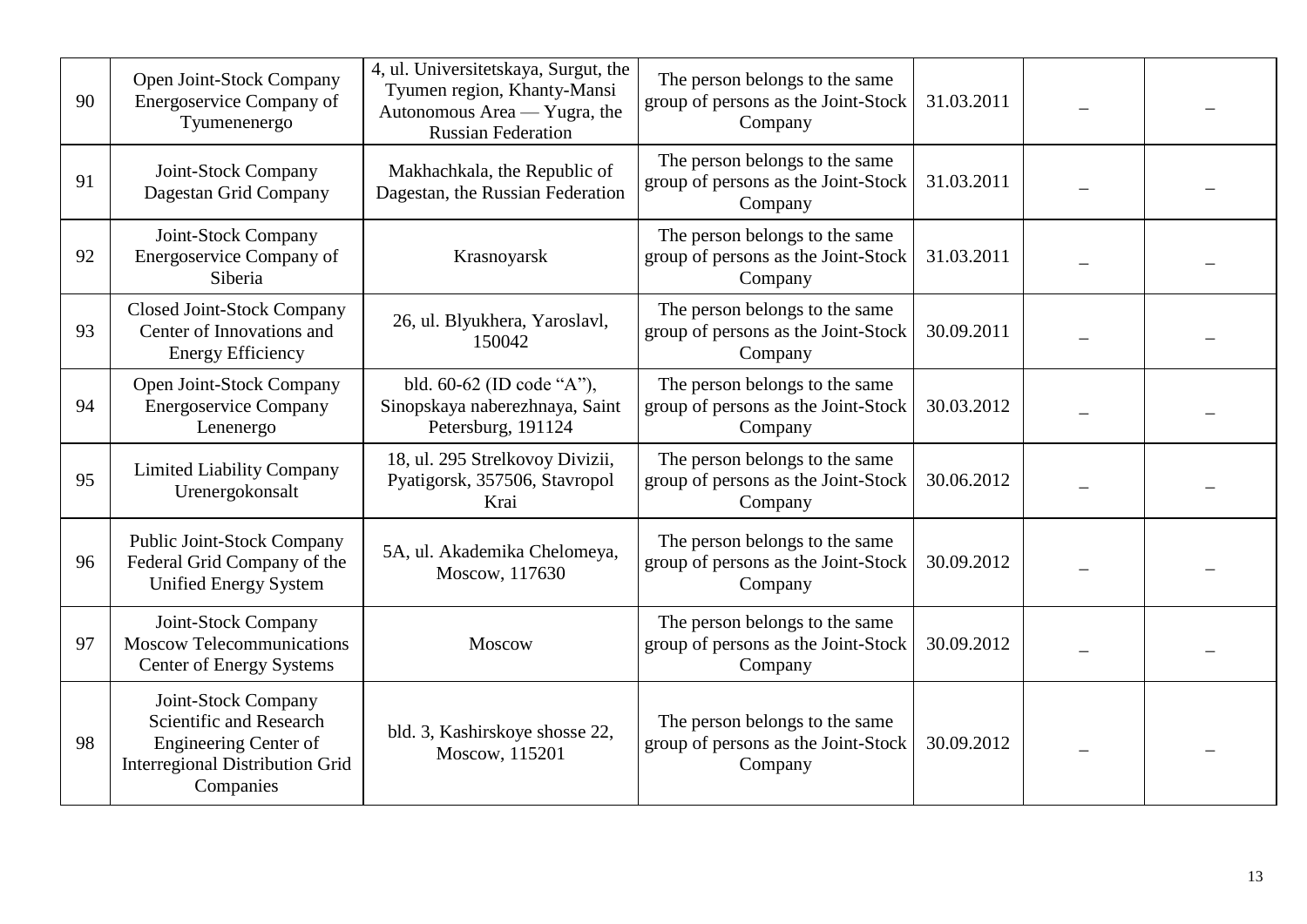| 90 | Open Joint-Stock Company Energoservice Company of Tyumenenergo | 4, ul. Universitetskaya, Surgut, the Tyumen region, Khanty-Mansi Autonomous Area — Yugra, the Russian Federation | The person belongs to the same group of persons as the Joint-Stock Company | 31.03.2011 | – | – |
|---|---|---|---|---|---|---|
| 91 | Joint-Stock Company Dagestan Grid Company | Makhachkala, the Republic of Dagestan, the Russian Federation | The person belongs to the same group of persons as the Joint-Stock Company | 31.03.2011 | – | – |
| 92 | Joint-Stock Company Energoservice Company of Siberia | Krasnoyarsk | The person belongs to the same group of persons as the Joint-Stock Company | 31.03.2011 | – | – |
| 93 | Closed Joint-Stock Company Center of Innovations and Energy Efficiency | 26, ul. Blyukhera, Yaroslavl, 150042 | The person belongs to the same group of persons as the Joint-Stock Company | 30.09.2011 | – | – |
| 94 | Open Joint-Stock Company Energoservice Company Lenenergo | bld. 60-62 (ID code "A"), Sinopskaya naberezhnaya, Saint Petersburg, 191124 | The person belongs to the same group of persons as the Joint-Stock Company | 30.03.2012 | – | – |
| 95 | Limited Liability Company Urenergokonsalt | 18, ul. 295 Strelkovoy Divizii, Pyatigorsk, 357506, Stavropol Krai | The person belongs to the same group of persons as the Joint-Stock Company | 30.06.2012 | – | – |
| 96 | Public Joint-Stock Company Federal Grid Company of the Unified Energy System | 5A, ul. Akademika Chelomeya, Moscow, 117630 | The person belongs to the same group of persons as the Joint-Stock Company | 30.09.2012 | – | – |
| 97 | Joint-Stock Company Moscow Telecommunications Center of Energy Systems | Moscow | The person belongs to the same group of persons as the Joint-Stock Company | 30.09.2012 | – | – |
| 98 | Joint-Stock Company Scientific and Research Engineering Center of Interregional Distribution Grid Companies | bld. 3, Kashirskoye shosse 22, Moscow, 115201 | The person belongs to the same group of persons as the Joint-Stock Company | 30.09.2012 | – | – |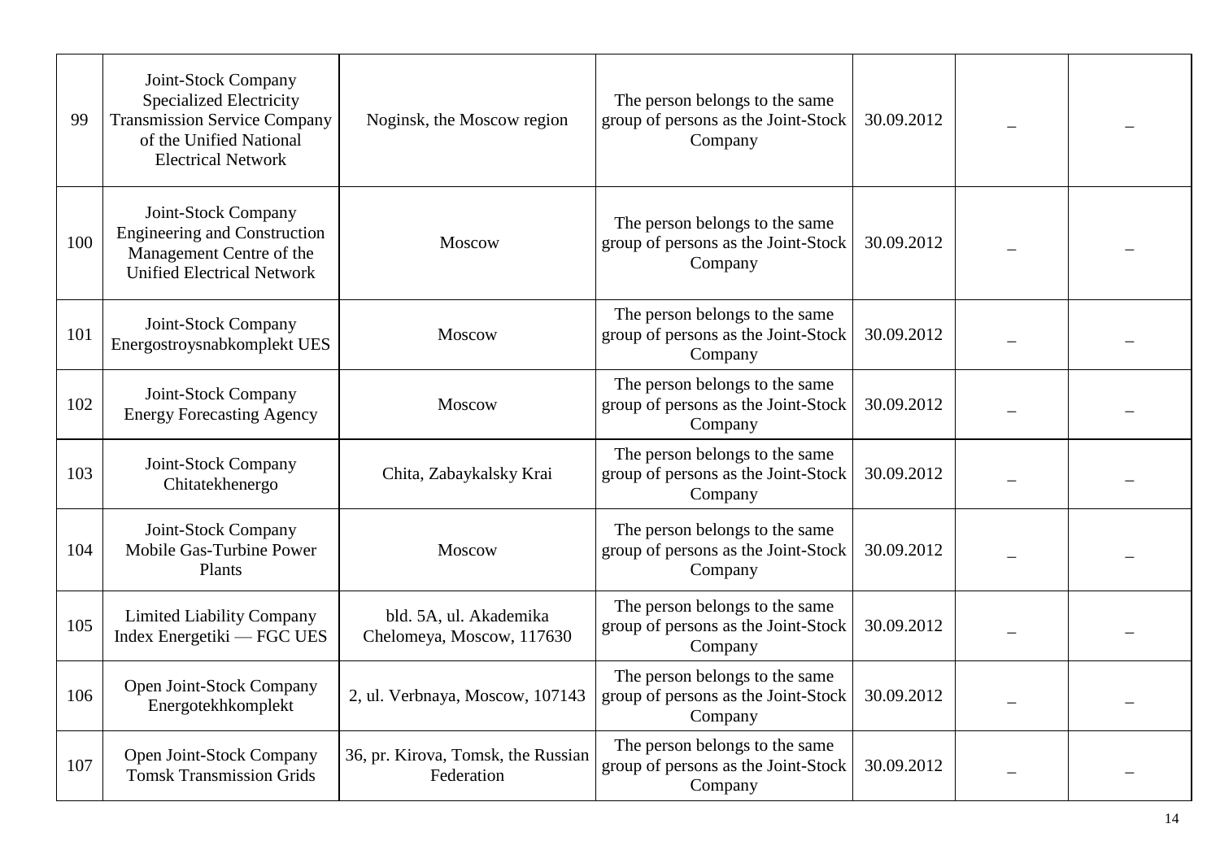| | | | | | | |
|---|---|---|---|---|---|---|
| 99 | Joint-Stock Company Specialized Electricity Transmission Service Company of the Unified National Electrical Network | Noginsk, the Moscow region | The person belongs to the same group of persons as the Joint-Stock Company | 30.09.2012 | – | – |
| 100 | Joint-Stock Company Engineering and Construction Management Centre of the Unified Electrical Network | Moscow | The person belongs to the same group of persons as the Joint-Stock Company | 30.09.2012 | – | – |
| 101 | Joint-Stock Company Energostroysnabkomplekt UES | Moscow | The person belongs to the same group of persons as the Joint-Stock Company | 30.09.2012 | – | – |
| 102 | Joint-Stock Company Energy Forecasting Agency | Moscow | The person belongs to the same group of persons as the Joint-Stock Company | 30.09.2012 | – | – |
| 103 | Joint-Stock Company Chitatekhenergo | Chita, Zabaykalsky Krai | The person belongs to the same group of persons as the Joint-Stock Company | 30.09.2012 | – | – |
| 104 | Joint-Stock Company Mobile Gas-Turbine Power Plants | Moscow | The person belongs to the same group of persons as the Joint-Stock Company | 30.09.2012 | – | – |
| 105 | Limited Liability Company Index Energetiki — FGC UES | bld. 5A, ul. Akademika Chelomeya, Moscow, 117630 | The person belongs to the same group of persons as the Joint-Stock Company | 30.09.2012 | – | – |
| 106 | Open Joint-Stock Company Energotekhkomplekt | 2, ul. Verbnaya, Moscow, 107143 | The person belongs to the same group of persons as the Joint-Stock Company | 30.09.2012 | – | – |
| 107 | Open Joint-Stock Company Tomsk Transmission Grids | 36, pr. Kirova, Tomsk, the Russian Federation | The person belongs to the same group of persons as the Joint-Stock Company | 30.09.2012 | – | – |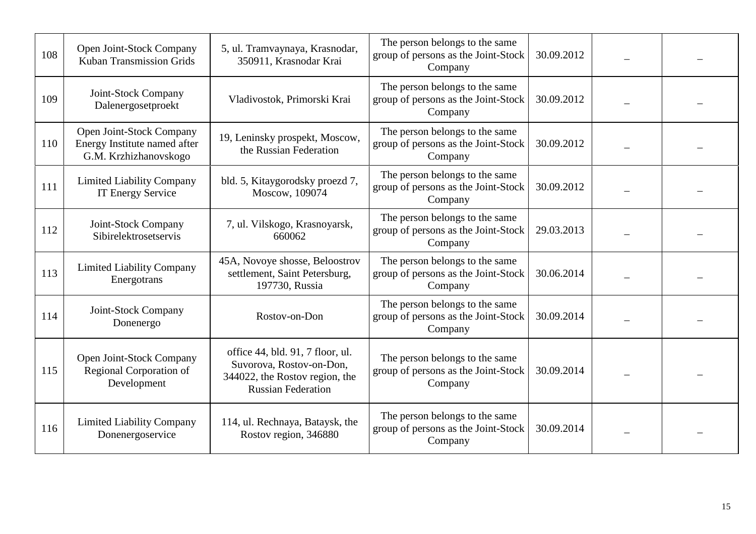| 108 | Open Joint-Stock Company Kuban Transmission Grids | 5, ul. Tramvaynaya, Krasnodar, 350911, Krasnodar Krai | The person belongs to the same group of persons as the Joint-Stock Company | 30.09.2012 | – | – |
|---|---|---|---|---|---|---|
| 109 | Joint-Stock Company Dalenergosetproekt | Vladivostok, Primorski Krai | The person belongs to the same group of persons as the Joint-Stock Company | 30.09.2012 | – | – |
| 110 | Open Joint-Stock Company Energy Institute named after G.M. Krzhizhanovskogo | 19, Leninsky prospekt, Moscow, the Russian Federation | The person belongs to the same group of persons as the Joint-Stock Company | 30.09.2012 | – | – |
| 111 | Limited Liability Company IT Energy Service | bld. 5, Kitaygorodsky proezd 7, Moscow, 109074 | The person belongs to the same group of persons as the Joint-Stock Company | 30.09.2012 | – | – |
| 112 | Joint-Stock Company Sibirelektrosetservis | 7, ul. Vilskogo, Krasnoyarsk, 660062 | The person belongs to the same group of persons as the Joint-Stock Company | 29.03.2013 | – | – |
| 113 | Limited Liability Company Energotrans | 45A, Novoye shosse, Beloostrov settlement, Saint Petersburg, 197730, Russia | The person belongs to the same group of persons as the Joint-Stock Company | 30.06.2014 | – | – |
| 114 | Joint-Stock Company Donenergo | Rostov-on-Don | The person belongs to the same group of persons as the Joint-Stock Company | 30.09.2014 | – | – |
| 115 | Open Joint-Stock Company Regional Corporation of Development | office 44, bld. 91, 7 floor, ul. Suvorova, Rostov-on-Don, 344022, the Rostov region, the Russian Federation | The person belongs to the same group of persons as the Joint-Stock Company | 30.09.2014 | – | – |
| 116 | Limited Liability Company Donenergoservice | 114, ul. Rechnaya, Bataysk, the Rostov region, 346880 | The person belongs to the same group of persons as the Joint-Stock Company | 30.09.2014 | – | – |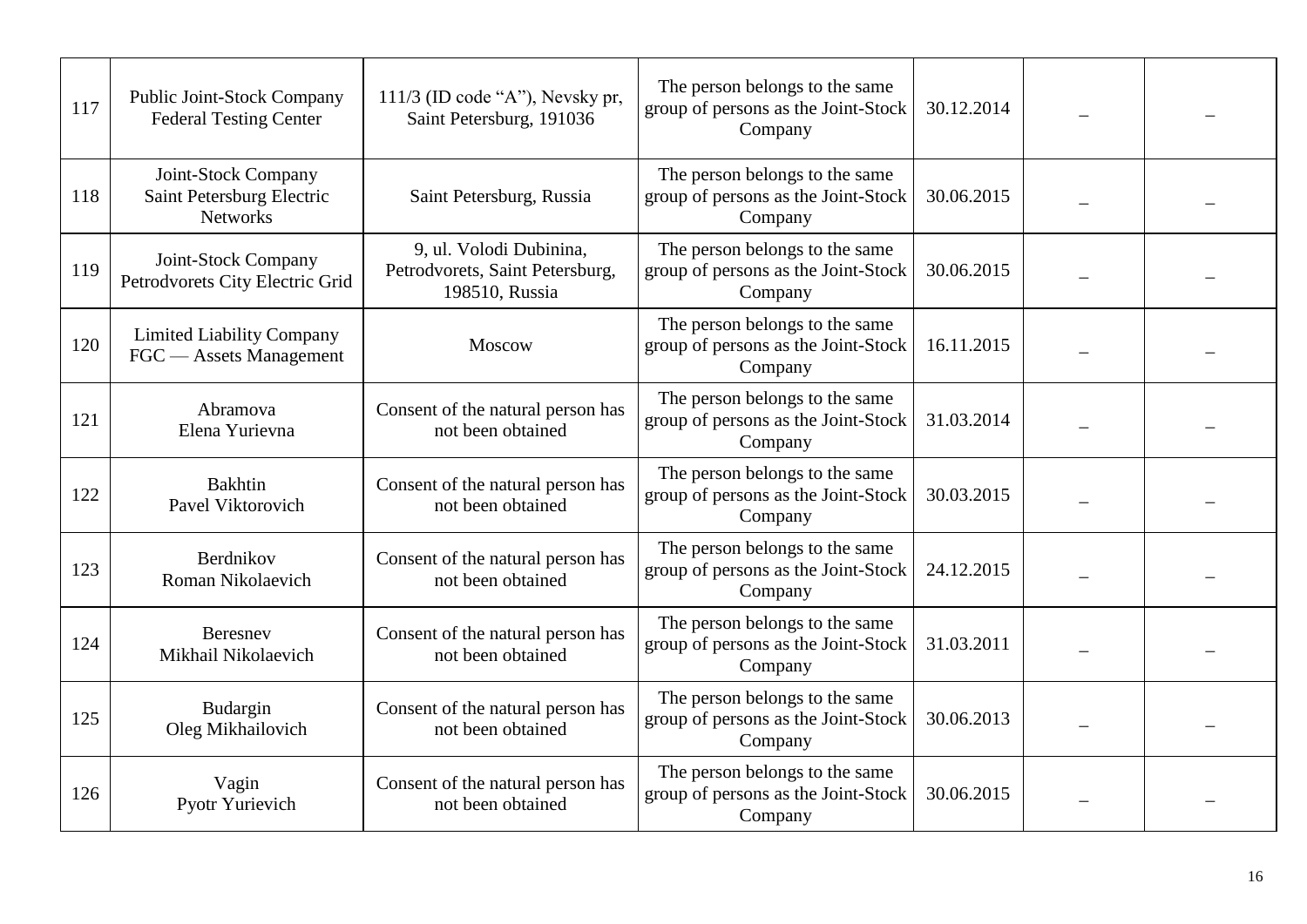| 117 | Public Joint-Stock Company Federal Testing Center | 111/3 (ID code "A"), Nevsky pr, Saint Petersburg, 191036 | The person belongs to the same group of persons as the Joint-Stock Company | 30.12.2014 | – | – |
|---|---|---|---|---|---|---|
| 118 | Joint-Stock Company Saint Petersburg Electric Networks | Saint Petersburg, Russia | The person belongs to the same group of persons as the Joint-Stock Company | 30.06.2015 | – | – |
| 119 | Joint-Stock Company Petrodvorets City Electric Grid | 9, ul. Volodi Dubinina, Petrodvorets, Saint Petersburg, 198510, Russia | The person belongs to the same group of persons as the Joint-Stock Company | 30.06.2015 | – | – |
| 120 | Limited Liability Company FGC — Assets Management | Moscow | The person belongs to the same group of persons as the Joint-Stock Company | 16.11.2015 | – | – |
| 121 | Abramova Elena Yurievna | Consent of the natural person has not been obtained | The person belongs to the same group of persons as the Joint-Stock Company | 31.03.2014 | – | – |
| 122 | Bakhtin Pavel Viktorovich | Consent of the natural person has not been obtained | The person belongs to the same group of persons as the Joint-Stock Company | 30.03.2015 | – | – |
| 123 | Berdnikov Roman Nikolaevich | Consent of the natural person has not been obtained | The person belongs to the same group of persons as the Joint-Stock Company | 24.12.2015 | – | – |
| 124 | Beresnev Mikhail Nikolaevich | Consent of the natural person has not been obtained | The person belongs to the same group of persons as the Joint-Stock Company | 31.03.2011 | – | – |
| 125 | Budargin Oleg Mikhailovich | Consent of the natural person has not been obtained | The person belongs to the same group of persons as the Joint-Stock Company | 30.06.2013 | – | – |
| 126 | Vagin Pyotr Yurievich | Consent of the natural person has not been obtained | The person belongs to the same group of persons as the Joint-Stock Company | 30.06.2015 | – | – |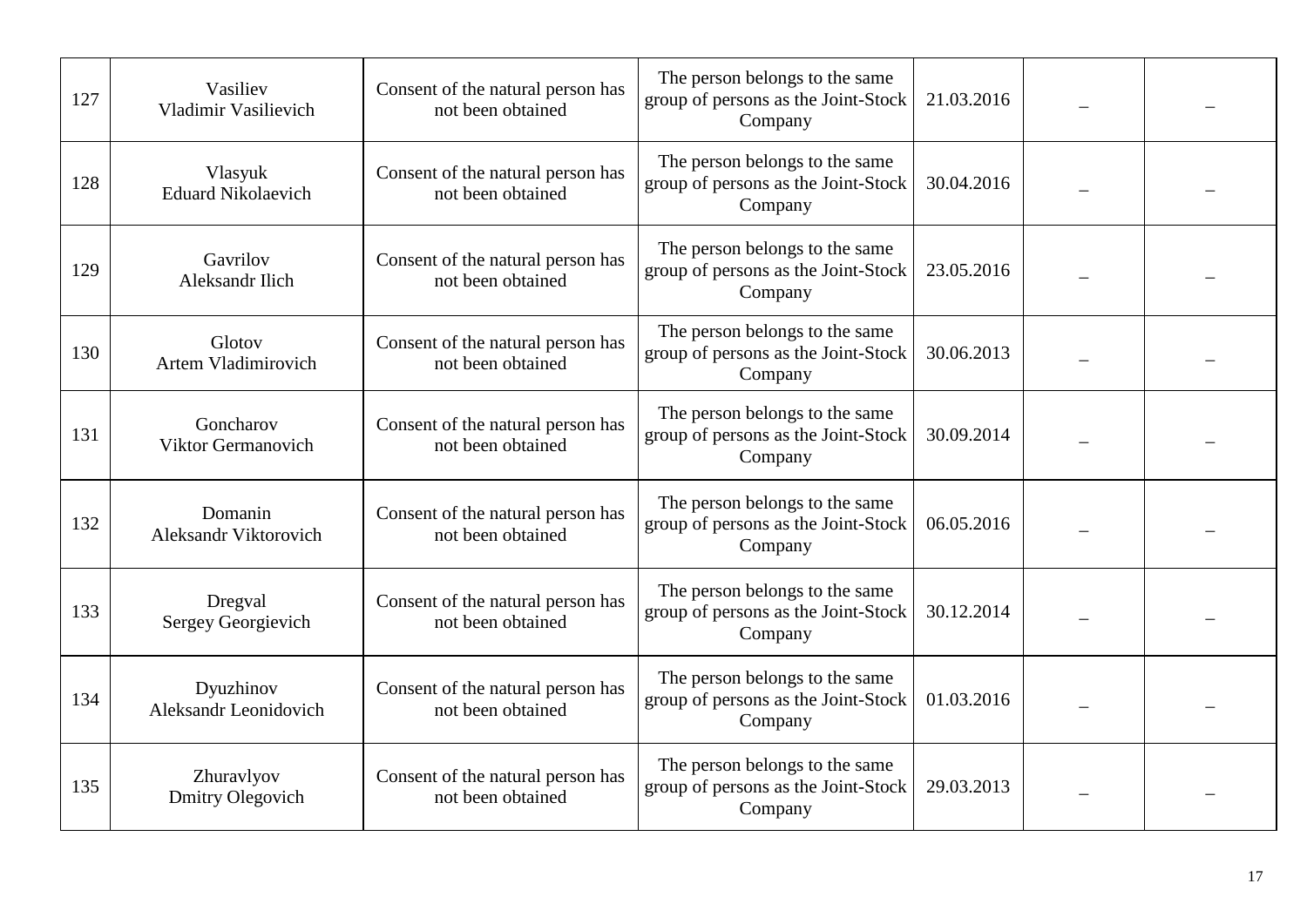| | | | | | | |
|---|---|---|---|---|---|---|
| 127 | Vasiliev Vladimir Vasilievich | Consent of the natural person has not been obtained | The person belongs to the same group of persons as the Joint-Stock Company | 21.03.2016 | – | – |
| 128 | Vlasyuk Eduard Nikolaevich | Consent of the natural person has not been obtained | The person belongs to the same group of persons as the Joint-Stock Company | 30.04.2016 | – | – |
| 129 | Gavrilov Aleksandr Ilich | Consent of the natural person has not been obtained | The person belongs to the same group of persons as the Joint-Stock Company | 23.05.2016 | – | – |
| 130 | Glotov Artem Vladimirovich | Consent of the natural person has not been obtained | The person belongs to the same group of persons as the Joint-Stock Company | 30.06.2013 | – | – |
| 131 | Goncharov Viktor Germanovich | Consent of the natural person has not been obtained | The person belongs to the same group of persons as the Joint-Stock Company | 30.09.2014 | – | – |
| 132 | Domanin Aleksandr Viktorovich | Consent of the natural person has not been obtained | The person belongs to the same group of persons as the Joint-Stock Company | 06.05.2016 | – | – |
| 133 | Dregval Sergey Georgievich | Consent of the natural person has not been obtained | The person belongs to the same group of persons as the Joint-Stock Company | 30.12.2014 | – | – |
| 134 | Dyuzhinov Aleksandr Leonidovich | Consent of the natural person has not been obtained | The person belongs to the same group of persons as the Joint-Stock Company | 01.03.2016 | – | – |
| 135 | Zhuravlyov Dmitry Olegovich | Consent of the natural person has not been obtained | The person belongs to the same group of persons as the Joint-Stock Company | 29.03.2013 | – | – |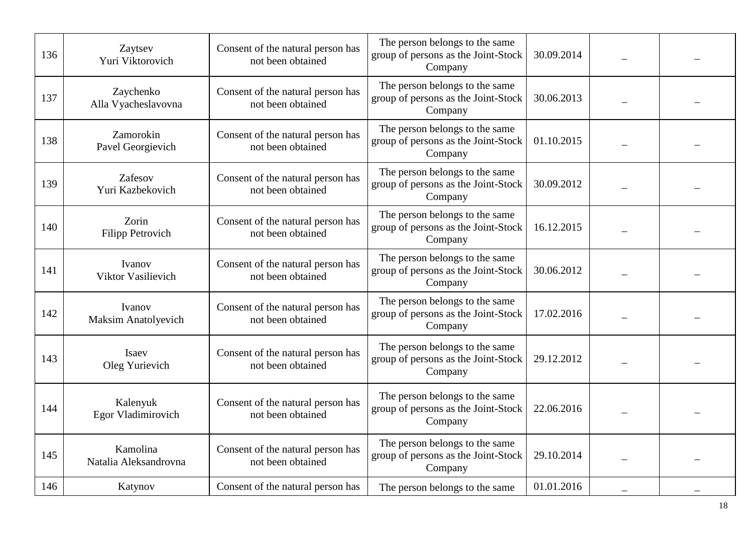| 136 | Zaytsev Yuri Viktorovich | Consent of the natural person has not been obtained | The person belongs to the same group of persons as the Joint-Stock Company | 30.09.2014 | – | – |
|---|---|---|---|---|---|---|
| 137 | Zaychenko Alla Vyacheslavovna | Consent of the natural person has not been obtained | The person belongs to the same group of persons as the Joint-Stock Company | 30.06.2013 | – | – |
| 138 | Zamorokin Pavel Georgievich | Consent of the natural person has not been obtained | The person belongs to the same group of persons as the Joint-Stock Company | 01.10.2015 | – | – |
| 139 | Zafesov Yuri Kazbekovich | Consent of the natural person has not been obtained | The person belongs to the same group of persons as the Joint-Stock Company | 30.09.2012 | – | – |
| 140 | Zorin Filipp Petrovich | Consent of the natural person has not been obtained | The person belongs to the same group of persons as the Joint-Stock Company | 16.12.2015 | – | – |
| 141 | Ivanov Viktor Vasilievich | Consent of the natural person has not been obtained | The person belongs to the same group of persons as the Joint-Stock Company | 30.06.2012 | – | – |
| 142 | Ivanov Maksim Anatolyevich | Consent of the natural person has not been obtained | The person belongs to the same group of persons as the Joint-Stock Company | 17.02.2016 | – | – |
| 143 | Isaev Oleg Yurievich | Consent of the natural person has not been obtained | The person belongs to the same group of persons as the Joint-Stock Company | 29.12.2012 | – | – |
| 144 | Kalenyuk Egor Vladimirovich | Consent of the natural person has not been obtained | The person belongs to the same group of persons as the Joint-Stock Company | 22.06.2016 | – | – |
| 145 | Kamolina Natalia Aleksandrovna | Consent of the natural person has not been obtained | The person belongs to the same group of persons as the Joint-Stock Company | 29.10.2014 | – | – |
| 146 | Katynov | Consent of the natural person has | The person belongs to the same | 01.01.2016 | – | – |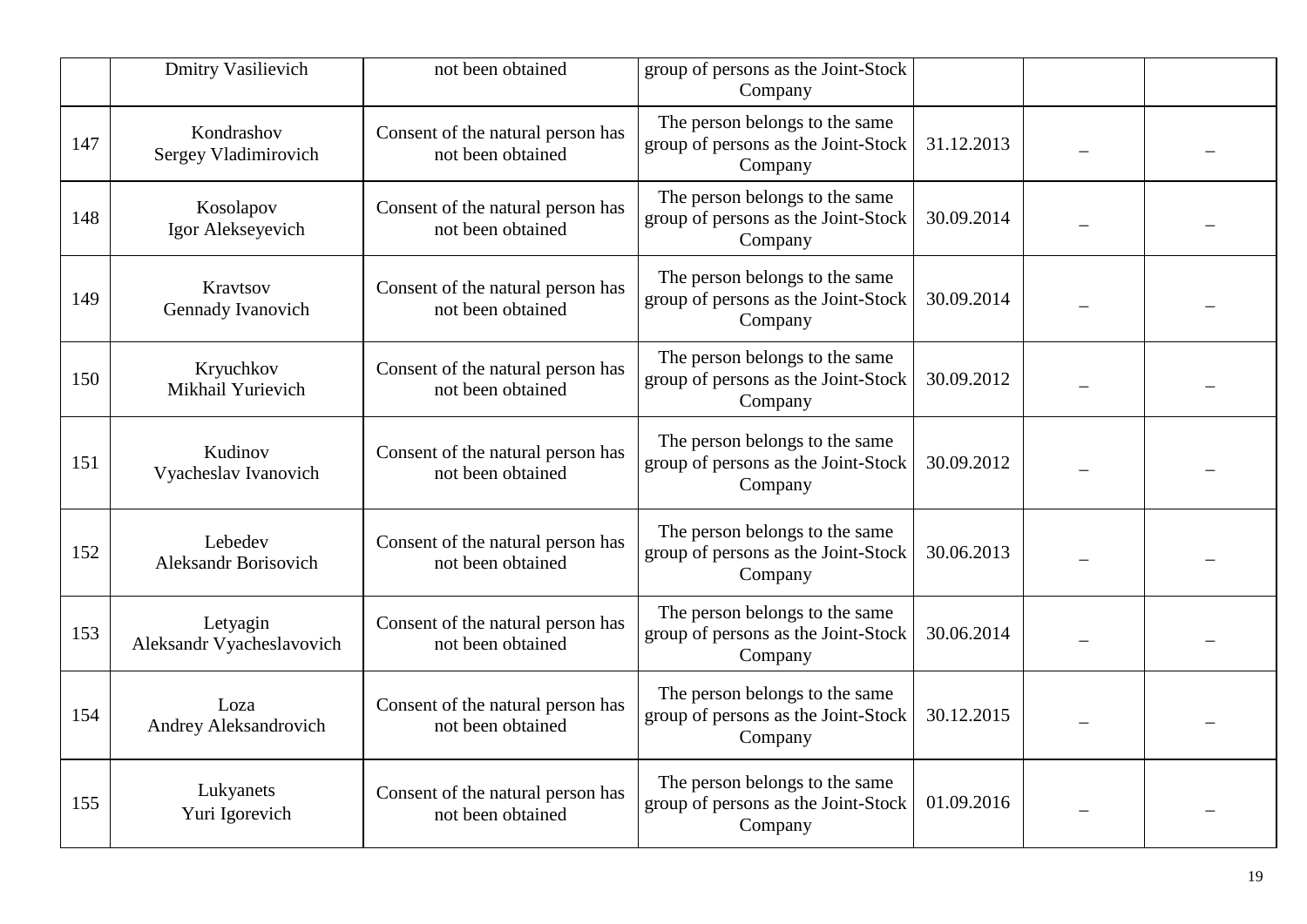| | | | | | | |
|---|---|---|---|---|---|---|
| | Dmitry Vasilievich | not been obtained | group of persons as the Joint-Stock Company | | | |
| 147 | Kondrashov Sergey Vladimirovich | Consent of the natural person has not been obtained | The person belongs to the same group of persons as the Joint-Stock Company | 31.12.2013 | – | – |
| 148 | Kosolapov Igor Alekseyevich | Consent of the natural person has not been obtained | The person belongs to the same group of persons as the Joint-Stock Company | 30.09.2014 | – | – |
| 149 | Kravtsov Gennady Ivanovich | Consent of the natural person has not been obtained | The person belongs to the same group of persons as the Joint-Stock Company | 30.09.2014 | – | – |
| 150 | Kryuchkov Mikhail Yurievich | Consent of the natural person has not been obtained | The person belongs to the same group of persons as the Joint-Stock Company | 30.09.2012 | – | – |
| 151 | Kudinov Vyacheslav Ivanovich | Consent of the natural person has not been obtained | The person belongs to the same group of persons as the Joint-Stock Company | 30.09.2012 | – | – |
| 152 | Lebedev Aleksandr Borisovich | Consent of the natural person has not been obtained | The person belongs to the same group of persons as the Joint-Stock Company | 30.06.2013 | – | – |
| 153 | Letyagin Aleksandr Vyacheslavovich | Consent of the natural person has not been obtained | The person belongs to the same group of persons as the Joint-Stock Company | 30.06.2014 | – | – |
| 154 | Loza Andrey Aleksandrovich | Consent of the natural person has not been obtained | The person belongs to the same group of persons as the Joint-Stock Company | 30.12.2015 | – | – |
| 155 | Lukyanets Yuri Igorevich | Consent of the natural person has not been obtained | The person belongs to the same group of persons as the Joint-Stock Company | 01.09.2016 | – | – |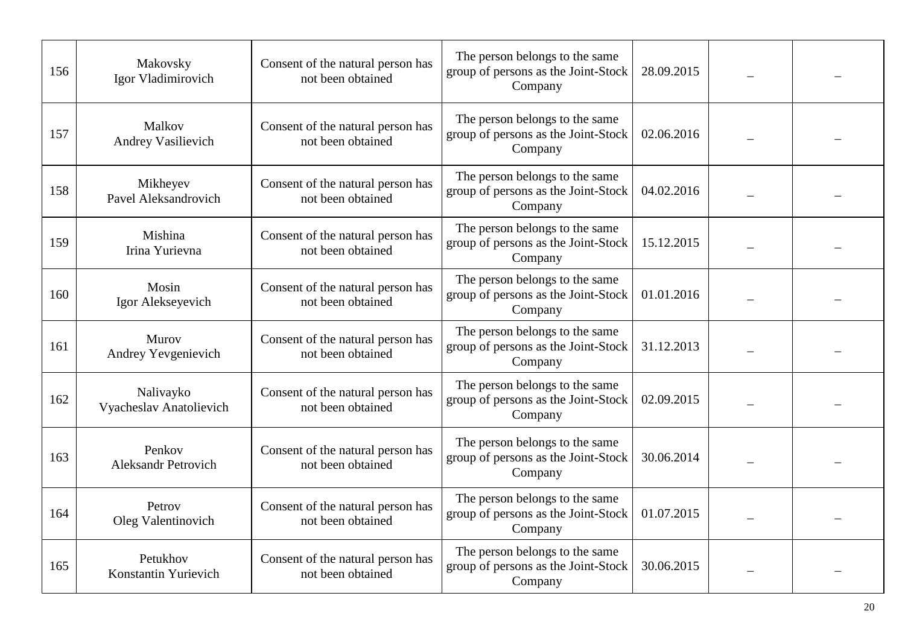| 156 | Makovsky Igor Vladimirovich | Consent of the natural person has not been obtained | The person belongs to the same group of persons as the Joint-Stock Company | 28.09.2015 | – | – |
|---|---|---|---|---|---|---|
| 157 | Malkov Andrey Vasilievich | Consent of the natural person has not been obtained | The person belongs to the same group of persons as the Joint-Stock Company | 02.06.2016 | – | – |
| 158 | Mikheyev Pavel Aleksandrovich | Consent of the natural person has not been obtained | The person belongs to the same group of persons as the Joint-Stock Company | 04.02.2016 | – | – |
| 159 | Mishina Irina Yurievna | Consent of the natural person has not been obtained | The person belongs to the same group of persons as the Joint-Stock Company | 15.12.2015 | – | – |
| 160 | Mosin Igor Alekseyevich | Consent of the natural person has not been obtained | The person belongs to the same group of persons as the Joint-Stock Company | 01.01.2016 | – | – |
| 161 | Murov Andrey Yevgenievich | Consent of the natural person has not been obtained | The person belongs to the same group of persons as the Joint-Stock Company | 31.12.2013 | – | – |
| 162 | Nalivayko Vyacheslav Anatolievich | Consent of the natural person has not been obtained | The person belongs to the same group of persons as the Joint-Stock Company | 02.09.2015 | – | – |
| 163 | Penkov Aleksandr Petrovich | Consent of the natural person has not been obtained | The person belongs to the same group of persons as the Joint-Stock Company | 30.06.2014 | – | – |
| 164 | Petrov Oleg Valentinovich | Consent of the natural person has not been obtained | The person belongs to the same group of persons as the Joint-Stock Company | 01.07.2015 | – | – |
| 165 | Petukhov Konstantin Yurievich | Consent of the natural person has not been obtained | The person belongs to the same group of persons as the Joint-Stock Company | 30.06.2015 | – | – |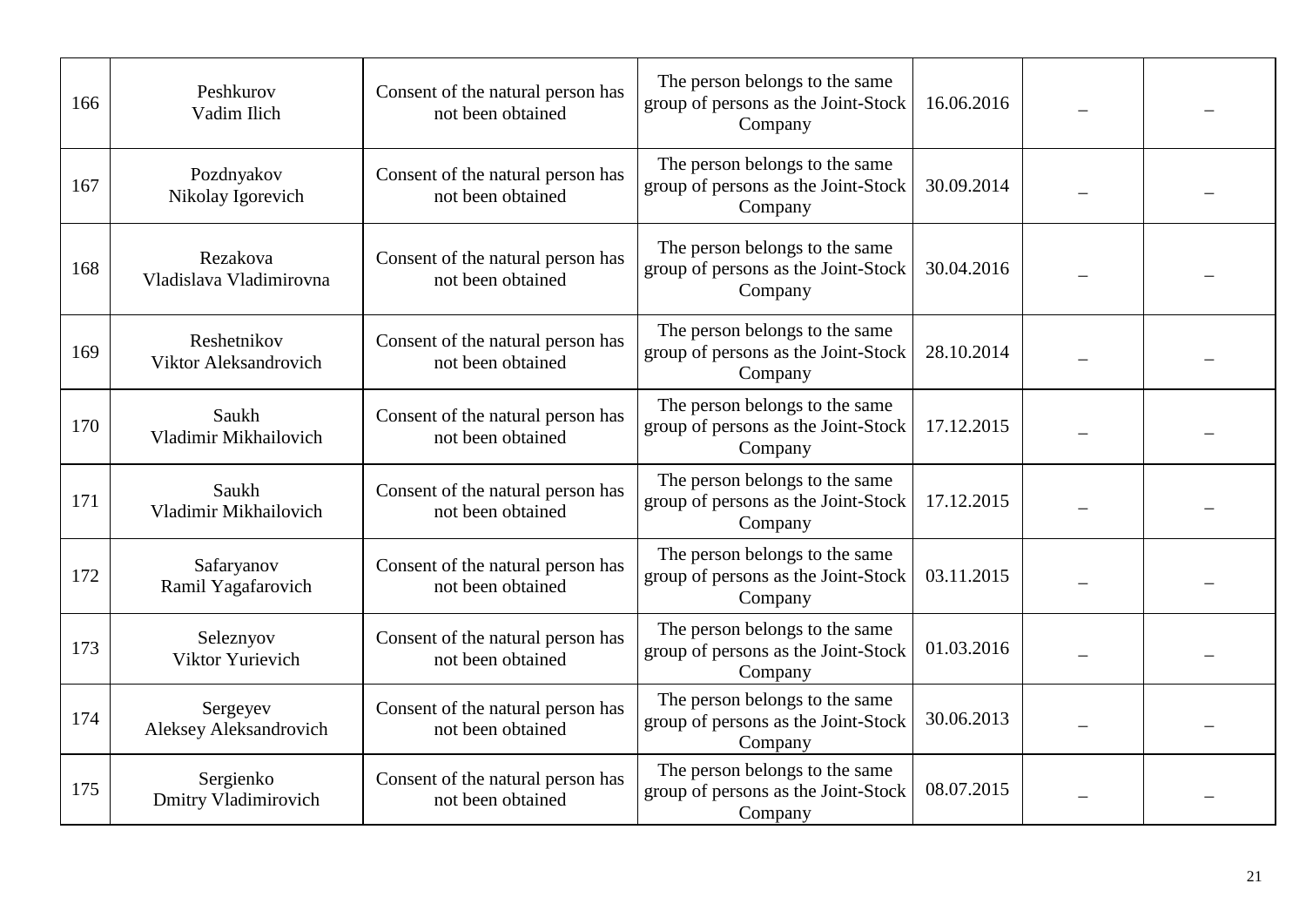| 166 | Peshkurov Vadim Ilich | Consent of the natural person has not been obtained | The person belongs to the same group of persons as the Joint-Stock Company | 16.06.2016 | – | – |
|---|---|---|---|---|---|---|
| 167 | Pozdnyakov Nikolay Igorevich | Consent of the natural person has not been obtained | The person belongs to the same group of persons as the Joint-Stock Company | 30.09.2014 | – | – |
| 168 | Rezakova Vladislava Vladimirovna | Consent of the natural person has not been obtained | The person belongs to the same group of persons as the Joint-Stock Company | 30.04.2016 | – | – |
| 169 | Reshetnikov Viktor Aleksandrovich | Consent of the natural person has not been obtained | The person belongs to the same group of persons as the Joint-Stock Company | 28.10.2014 | – | – |
| 170 | Saukh Vladimir Mikhailovich | Consent of the natural person has not been obtained | The person belongs to the same group of persons as the Joint-Stock Company | 17.12.2015 | – | – |
| 171 | Saukh Vladimir Mikhailovich | Consent of the natural person has not been obtained | The person belongs to the same group of persons as the Joint-Stock Company | 17.12.2015 | – | – |
| 172 | Safaryanov Ramil Yagafarovich | Consent of the natural person has not been obtained | The person belongs to the same group of persons as the Joint-Stock Company | 03.11.2015 | – | – |
| 173 | Seleznyov Viktor Yurievich | Consent of the natural person has not been obtained | The person belongs to the same group of persons as the Joint-Stock Company | 01.03.2016 | – | – |
| 174 | Sergeyev Aleksey Aleksandrovich | Consent of the natural person has not been obtained | The person belongs to the same group of persons as the Joint-Stock Company | 30.06.2013 | – | – |
| 175 | Sergienko Dmitry Vladimirovich | Consent of the natural person has not been obtained | The person belongs to the same group of persons as the Joint-Stock Company | 08.07.2015 | – | – |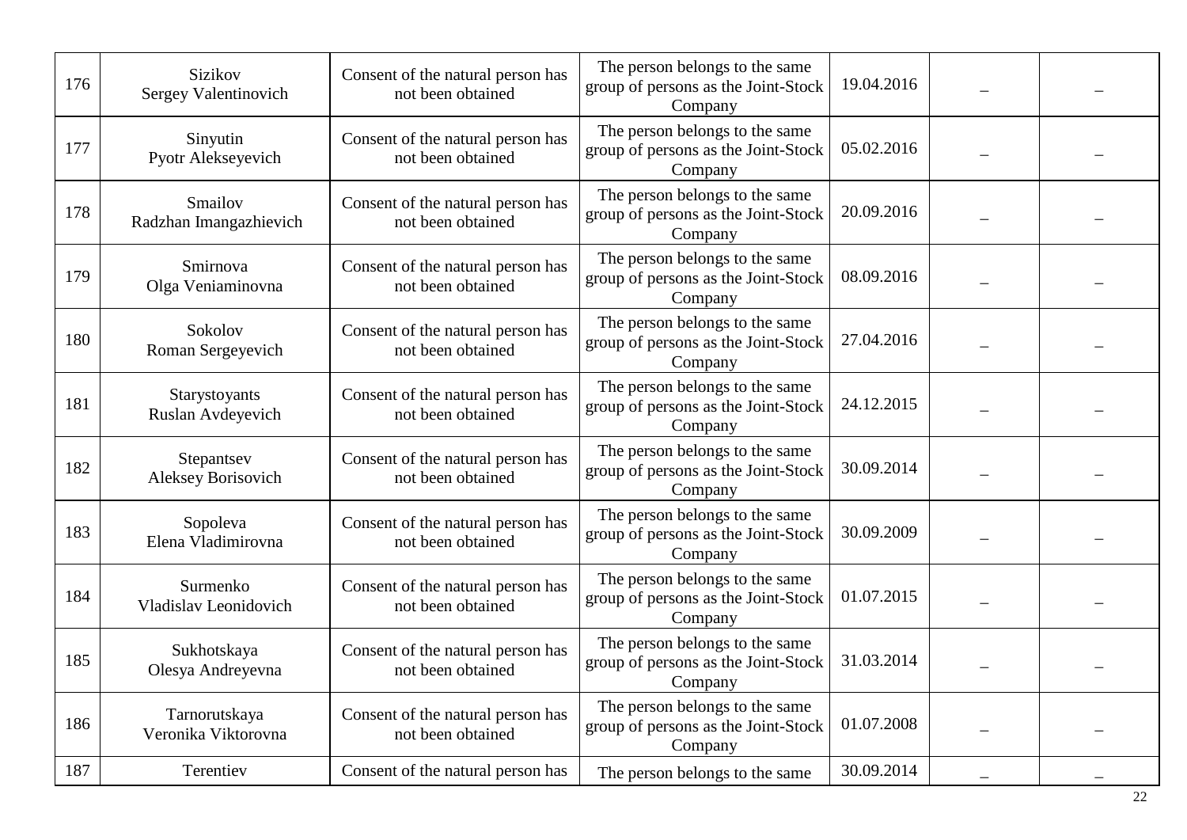| 176 | Sizikov Sergey Valentinovich | Consent of the natural person has not been obtained | The person belongs to the same group of persons as the Joint-Stock Company | 19.04.2016 | – | – |
|---|---|---|---|---|---|---|
| 177 | Sinyutin Pyotr Alekseyevich | Consent of the natural person has not been obtained | The person belongs to the same group of persons as the Joint-Stock Company | 05.02.2016 | – | – |
| 178 | Smailov Radzhan Imangazhievich | Consent of the natural person has not been obtained | The person belongs to the same group of persons as the Joint-Stock Company | 20.09.2016 | – | – |
| 179 | Smirnova Olga Veniaminovna | Consent of the natural person has not been obtained | The person belongs to the same group of persons as the Joint-Stock Company | 08.09.2016 | – | – |
| 180 | Sokolov Roman Sergeyevich | Consent of the natural person has not been obtained | The person belongs to the same group of persons as the Joint-Stock Company | 27.04.2016 | – | – |
| 181 | Starystoyants Ruslan Avdeyevich | Consent of the natural person has not been obtained | The person belongs to the same group of persons as the Joint-Stock Company | 24.12.2015 | – | – |
| 182 | Stepantsev Aleksey Borisovich | Consent of the natural person has not been obtained | The person belongs to the same group of persons as the Joint-Stock Company | 30.09.2014 | – | – |
| 183 | Sopoleva Elena Vladimirovna | Consent of the natural person has not been obtained | The person belongs to the same group of persons as the Joint-Stock Company | 30.09.2009 | – | – |
| 184 | Surmenko Vladislav Leonidovich | Consent of the natural person has not been obtained | The person belongs to the same group of persons as the Joint-Stock Company | 01.07.2015 | – | – |
| 185 | Sukhotskaya Olesya Andreyevna | Consent of the natural person has not been obtained | The person belongs to the same group of persons as the Joint-Stock Company | 31.03.2014 | – | – |
| 186 | Tarnorutskaya Veronika Viktorovna | Consent of the natural person has not been obtained | The person belongs to the same group of persons as the Joint-Stock Company | 01.07.2008 | – | – |
| 187 | Terentiev | Consent of the natural person has | The person belongs to the same | 30.09.2014 | – | – |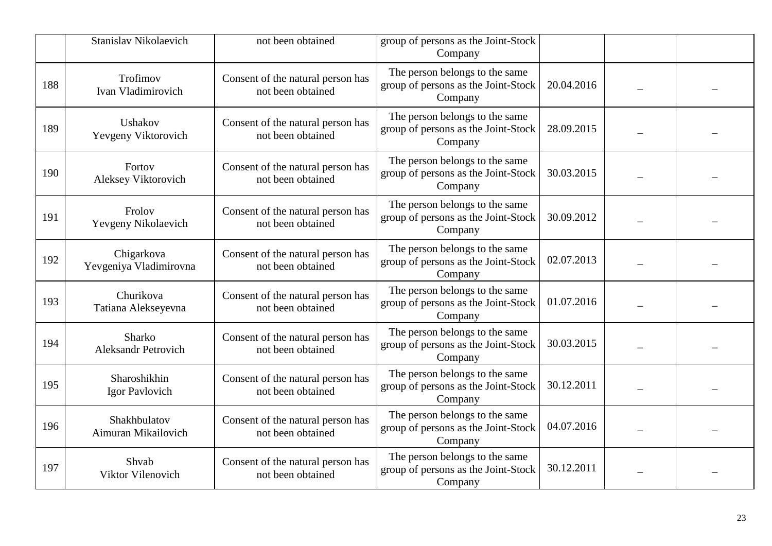| | | | | | | |
|---|---|---|---|---|---|---|
| | Stanislav Nikolaevich | not been obtained | group of persons as the Joint-Stock Company | | | |
| 188 | Trofimov Ivan Vladimirovich | Consent of the natural person has not been obtained | The person belongs to the same group of persons as the Joint-Stock Company | 20.04.2016 | – | – |
| 189 | Ushakov Yevgeny Viktorovich | Consent of the natural person has not been obtained | The person belongs to the same group of persons as the Joint-Stock Company | 28.09.2015 | – | – |
| 190 | Fortov Aleksey Viktorovich | Consent of the natural person has not been obtained | The person belongs to the same group of persons as the Joint-Stock Company | 30.03.2015 | – | – |
| 191 | Frolov Yevgeny Nikolaevich | Consent of the natural person has not been obtained | The person belongs to the same group of persons as the Joint-Stock Company | 30.09.2012 | – | – |
| 192 | Chigarkova Yevgeniya Vladimirovna | Consent of the natural person has not been obtained | The person belongs to the same group of persons as the Joint-Stock Company | 02.07.2013 | – | – |
| 193 | Churikova Tatiana Alekseyevna | Consent of the natural person has not been obtained | The person belongs to the same group of persons as the Joint-Stock Company | 01.07.2016 | – | – |
| 194 | Sharko Aleksandr Petrovich | Consent of the natural person has not been obtained | The person belongs to the same group of persons as the Joint-Stock Company | 30.03.2015 | – | – |
| 195 | Sharoshikhin Igor Pavlovich | Consent of the natural person has not been obtained | The person belongs to the same group of persons as the Joint-Stock Company | 30.12.2011 | – | – |
| 196 | Shakhbulatov Aimuran Mikailovich | Consent of the natural person has not been obtained | The person belongs to the same group of persons as the Joint-Stock Company | 04.07.2016 | – | – |
| 197 | Shvab Viktor Vilenovich | Consent of the natural person has not been obtained | The person belongs to the same group of persons as the Joint-Stock Company | 30.12.2011 | – | – |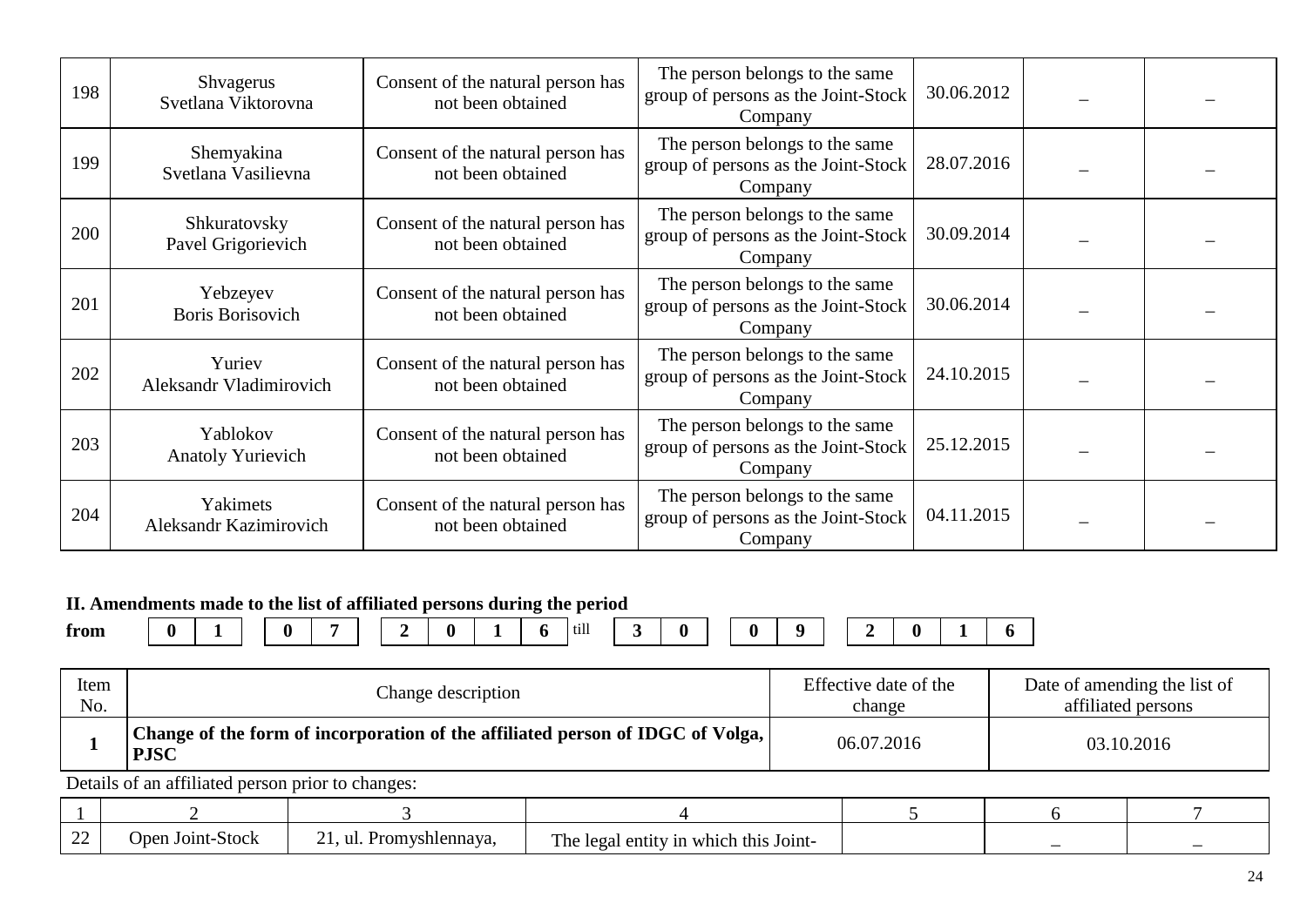| 198 | Shvagerus Svetlana Viktorovna | Consent of the natural person has not been obtained | The person belongs to the same group of persons as the Joint-Stock Company | 30.06.2012 | – | – |
|---|---|---|---|---|---|---|
| 199 | Shemyakina Svetlana Vasilievna | Consent of the natural person has not been obtained | The person belongs to the same group of persons as the Joint-Stock Company | 28.07.2016 | – | – |
| 200 | Shkuratovsky Pavel Grigorievich | Consent of the natural person has not been obtained | The person belongs to the same group of persons as the Joint-Stock Company | 30.09.2014 | – | – |
| 201 | Yebzeyev Boris Borisovich | Consent of the natural person has not been obtained | The person belongs to the same group of persons as the Joint-Stock Company | 30.06.2014 | – | – |
| 202 | Yuriev Aleksandr Vladimirovich | Consent of the natural person has not been obtained | The person belongs to the same group of persons as the Joint-Stock Company | 24.10.2015 | – | – |
| 203 | Yablokov Anatoly Yurievich | Consent of the natural person has not been obtained | The person belongs to the same group of persons as the Joint-Stock Company | 25.12.2015 | – | – |
| 204 | Yakimets Aleksandr Kazimirovich | Consent of the natural person has not been obtained | The person belongs to the same group of persons as the Joint-Stock Company | 04.11.2015 | – | – |

**II. Amendments made to the list of affiliated persons during the period**

**from** 01.07.2016 till 30.09.2016

| Item No. | Change description | Effective date of the change | Date of amending the list of affiliated persons |
|---|---|---|---|
| **1** | **Change of the form of incorporation of the affiliated person of IDGC of Volga, PJSC** | 06.07.2016 | 03.10.2016 |

Details of an affiliated person prior to changes:

| 1 | 2 | 3 | 4 | 5 | 6 | 7 |
|---|---|---|---|---|---|---|
| 22 | Open Joint-Stock | 21, ul. Promyshlennaya, | The legal entity in which this Joint- | | – | – |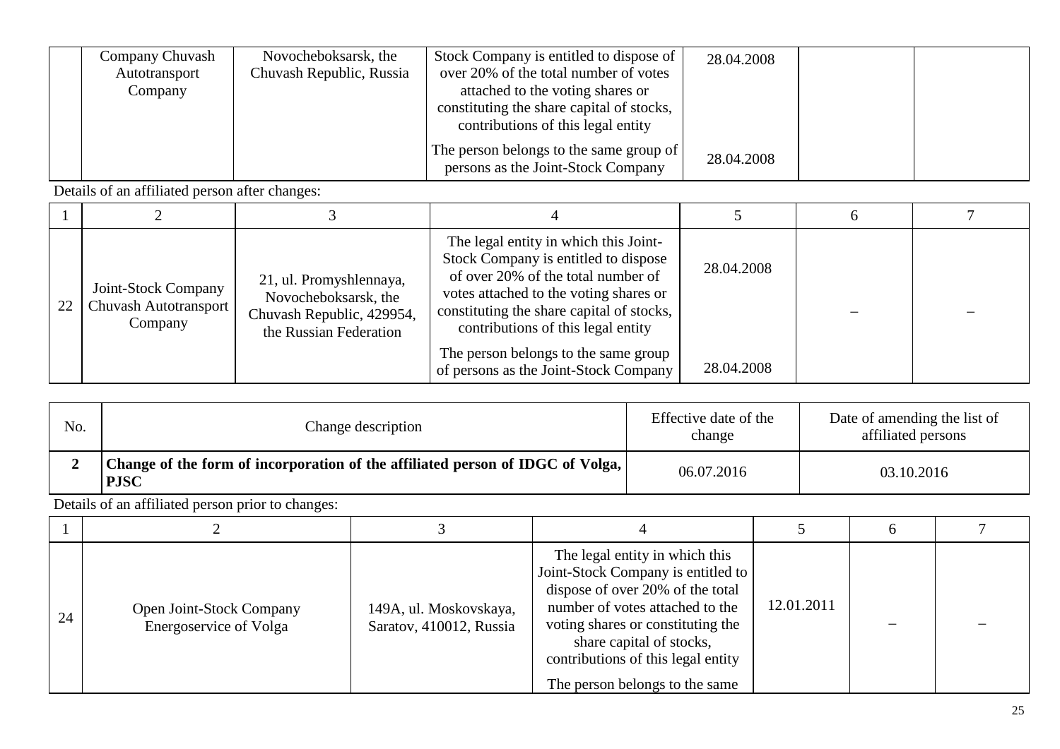| | Company Chuvash Autotransport Company | Novocheboksarsk, the Chuvash Republic, Russia | Stock Company is entitled to dispose of over 20% of the total number of votes attached to the voting shares or constituting the share capital of stocks, contributions of this legal entity | 28.04.2008 | | |
|---|---|---|---|---|---|---|
| | | | The person belongs to the same group of persons as the Joint-Stock Company | 28.04.2008 | | |

Details of an affiliated person after changes:

| 1 | 2 | 3 | 4 | 5 | 6 | 7 |
|---|---|---|---|---|---|---|
| 22 | Joint-Stock Company Chuvash Autotransport Company | 21, ul. Promyshlennaya, Novocheboksarsk, the Chuvash Republic, 429954, the Russian Federation | The legal entity in which this Joint-Stock Company is entitled to dispose of over 20% of the total number of votes attached to the voting shares or constituting the share capital of stocks, contributions of this legal entity | 28.04.2008 | – | – |
| | | | The person belongs to the same group of persons as the Joint-Stock Company | 28.04.2008 | | |

| No. | Change description | Effective date of the change | Date of amending the list of affiliated persons |
|---|---|---|---|
| **2** | **Change of the form of incorporation of the affiliated person of IDGC of Volga, PJSC** | 06.07.2016 | 03.10.2016 |

Details of an affiliated person prior to changes:

| 1 | 2 | 3 | 4 | 5 | 6 | 7 |
|---|---|---|---|---|---|---|
| 24 | Open Joint-Stock Company Energoservice of Volga | 149A, ul. Moskovskaya, Saratov, 410012, Russia | The legal entity in which this Joint-Stock Company is entitled to dispose of over 20% of the total number of votes attached to the voting shares or constituting the share capital of stocks, contributions of this legal entity | 12.01.2011 | – | – |
| | | | The person belongs to the same | | | |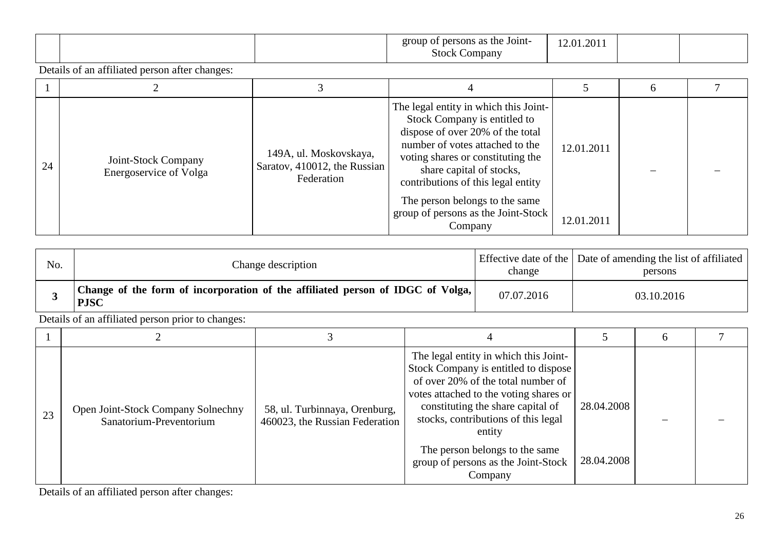|  |  |  | group of persons as the Joint-Stock Company | 12.01.2011 |  |  |
|---|---|---|---|---|---|---|

Details of an affiliated person after changes:

| 1 | 2 | 3 | 4 | 5 | 6 | 7 |
|---|---|---|---|---|---|---|
| 24 | Joint-Stock Company Energoservice of Volga | 149A, ul. Moskovskaya, Saratov, 410012, the Russian Federation | The legal entity in which this Joint-Stock Company is entitled to dispose of over 20% of the total number of votes attached to the voting shares or constituting the share capital of stocks, contributions of this legal entity | 12.01.2011 | – | – |
|  |  |  | The person belongs to the same group of persons as the Joint-Stock Company | 12.01.2011 |  |  |

| No. | Change description | Effective date of the change | Date of amending the list of affiliated persons |
|---|---|---|---|
| **3** | **Change of the form of incorporation of the affiliated person of IDGC of Volga, PJSC** | 07.07.2016 | 03.10.2016 |

Details of an affiliated person prior to changes:

| 1 | 2 | 3 | 4 | 5 | 6 | 7 |
|---|---|---|---|---|---|---|
| 23 | Open Joint-Stock Company Solnechny Sanatorium-Preventorium | 58, ul. Turbinnaya, Orenburg, 460023, the Russian Federation | The legal entity in which this Joint-Stock Company is entitled to dispose of over 20% of the total number of votes attached to the voting shares or constituting the share capital of stocks, contributions of this legal entity | 28.04.2008 | – | – |
|  |  |  | The person belongs to the same group of persons as the Joint-Stock Company | 28.04.2008 |  |  |

Details of an affiliated person after changes: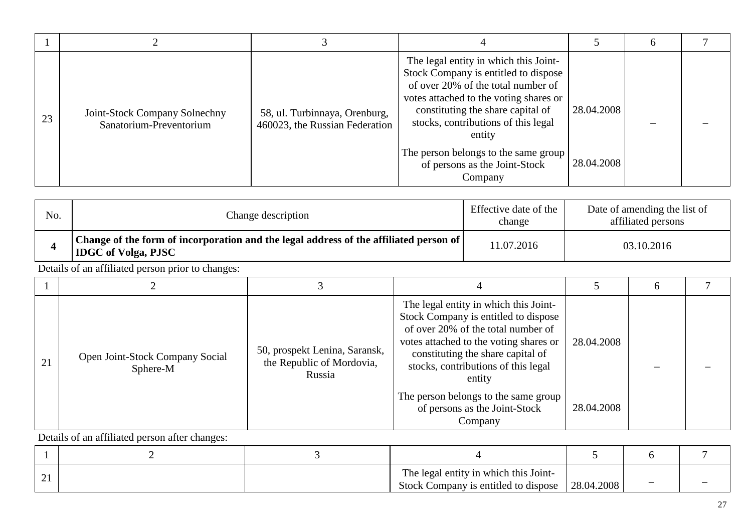| 1 | 2 | 3 | 4 | 5 | 6 | 7 |
|---|---|---|---|---|---|---|
| 23 | Joint-Stock Company Solnechny Sanatorium-Preventorium | 58, ul. Turbinnaya, Orenburg, 460023, the Russian Federation | The legal entity in which this Joint-Stock Company is entitled to dispose of over 20% of the total number of votes attached to the voting shares or constituting the share capital of stocks, contributions of this legal entity | 28.04.2008 | – | – |
| | | | The person belongs to the same group of persons as the Joint-Stock Company | 28.04.2008 | | |

| No. | Change description | Effective date of the change | Date of amending the list of affiliated persons |
|---|---|---|---|
| **4** | **Change of the form of incorporation and the legal address of the affiliated person of IDGC of Volga, PJSC** | 11.07.2016 | 03.10.2016 |

Details of an affiliated person prior to changes:

| 1 | 2 | 3 | 4 | 5 | 6 | 7 |
|---|---|---|---|---|---|---|
| 21 | Open Joint-Stock Company Social Sphere-M | 50, prospekt Lenina, Saransk, the Republic of Mordovia, Russia | The legal entity in which this Joint-Stock Company is entitled to dispose of over 20% of the total number of votes attached to the voting shares or constituting the share capital of stocks, contributions of this legal entity | 28.04.2008 | – | – |
| | | | The person belongs to the same group of persons as the Joint-Stock Company | 28.04.2008 | | |

Details of an affiliated person after changes:

| 1 | 2 | 3 | 4 | 5 | 6 | 7 |
|---|---|---|---|---|---|---|
| 21 | | | The legal entity in which this Joint-Stock Company is entitled to dispose | 28.04.2008 | – | – |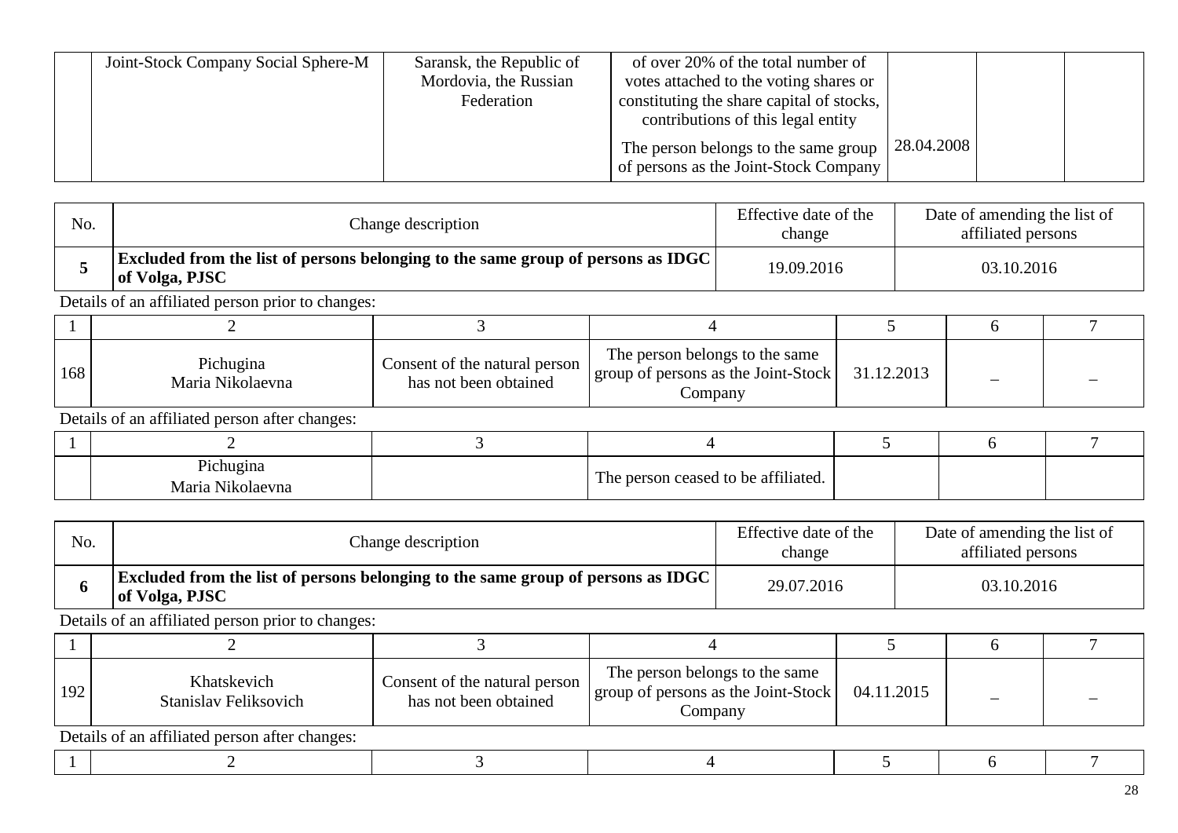|  | Joint-Stock Company Social Sphere-M | Saransk, the Republic of Mordovia, the Russian Federation | of over 20% of the total number of votes attached to the voting shares or constituting the share capital of stocks, contributions of this legal entity |  |  |  |
|---|---|---|---|---|---|---|
|  |  |  | The person belongs to the same group of persons as the Joint-Stock Company | 28.04.2008 |  |  |

| No. | Change description | Effective date of the change | Date of amending the list of affiliated persons |
|---|---|---|---|
| **5** | **Excluded from the list of persons belonging to the same group of persons as IDGC of Volga, PJSC** | 19.09.2016 | 03.10.2016 |

Details of an affiliated person prior to changes:

| 1 | 2 | 3 | 4 | 5 | 6 | 7 |
|---|---|---|---|---|---|---|
| 168 | Pichugina Maria Nikolaevna | Consent of the natural person has not been obtained | The person belongs to the same group of persons as the Joint-Stock Company | 31.12.2013 | – | – |

Details of an affiliated person after changes:

| 1 | 2 | 3 | 4 | 5 | 6 | 7 |
|---|---|---|---|---|---|---|
|  | Pichugina Maria Nikolaevna |  | The person ceased to be affiliated. |  |  |  |

| No. | Change description | Effective date of the change | Date of amending the list of affiliated persons |
|---|---|---|---|
| **6** | **Excluded from the list of persons belonging to the same group of persons as IDGC of Volga, PJSC** | 29.07.2016 | 03.10.2016 |

Details of an affiliated person prior to changes:

| 1 | 2 | 3 | 4 | 5 | 6 | 7 |
|---|---|---|---|---|---|---|
| 192 | Khatskevich Stanislav Feliksovich | Consent of the natural person has not been obtained | The person belongs to the same group of persons as the Joint-Stock Company | 04.11.2015 | – | – |

Details of an affiliated person after changes:

| 1 | 2 | 3 | 4 | 5 | 6 | 7 |
|---|---|---|---|---|---|---|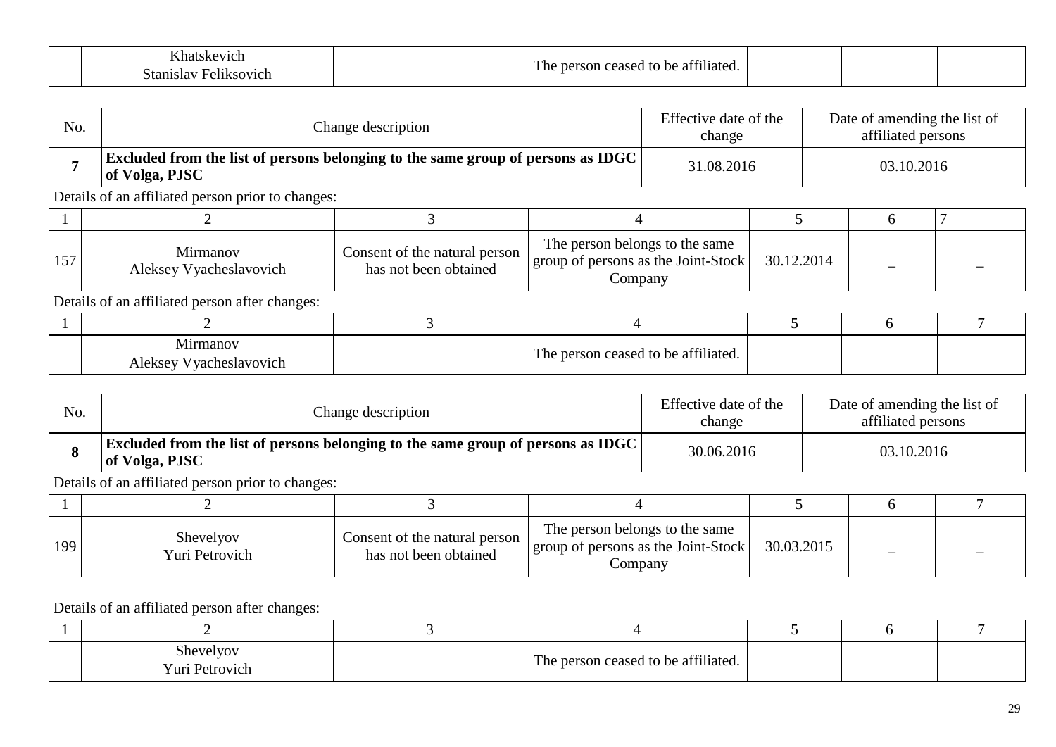|  | Khatskevich Stanislav Feliksovich |  | The person ceased to be affiliated. |  |  |  |
|---|---|---|---|---|---|---|

| No. | Change description | Effective date of the change | Date of amending the list of affiliated persons |
|---|---|---|---|
| **7** | **Excluded from the list of persons belonging to the same group of persons as IDGC of Volga, PJSC** | 31.08.2016 | 03.10.2016 |

Details of an affiliated person prior to changes:

| 1 | 2 | 3 | 4 | 5 | 6 | 7 |
|---|---|---|---|---|---|---|
| 157 | Mirmanov Aleksey Vyacheslavovich | Consent of the natural person has not been obtained | The person belongs to the same group of persons as the Joint-Stock Company | 30.12.2014 | – | – |

Details of an affiliated person after changes:

| 1 | 2 | 3 | 4 | 5 | 6 | 7 |
|---|---|---|---|---|---|---|
|  | Mirmanov Aleksey Vyacheslavovich |  | The person ceased to be affiliated. |  |  |  |

| No. | Change description | Effective date of the change | Date of amending the list of affiliated persons |
|---|---|---|---|
| **8** | **Excluded from the list of persons belonging to the same group of persons as IDGC of Volga, PJSC** | 30.06.2016 | 03.10.2016 |

Details of an affiliated person prior to changes:

| 1 | 2 | 3 | 4 | 5 | 6 | 7 |
|---|---|---|---|---|---|---|
| 199 | Shevelyov Yuri Petrovich | Consent of the natural person has not been obtained | The person belongs to the same group of persons as the Joint-Stock Company | 30.03.2015 | – | – |

Details of an affiliated person after changes:

| 1 | 2 | 3 | 4 | 5 | 6 | 7 |
|---|---|---|---|---|---|---|
|  | Shevelyov Yuri Petrovich |  | The person ceased to be affiliated. |  |  |  |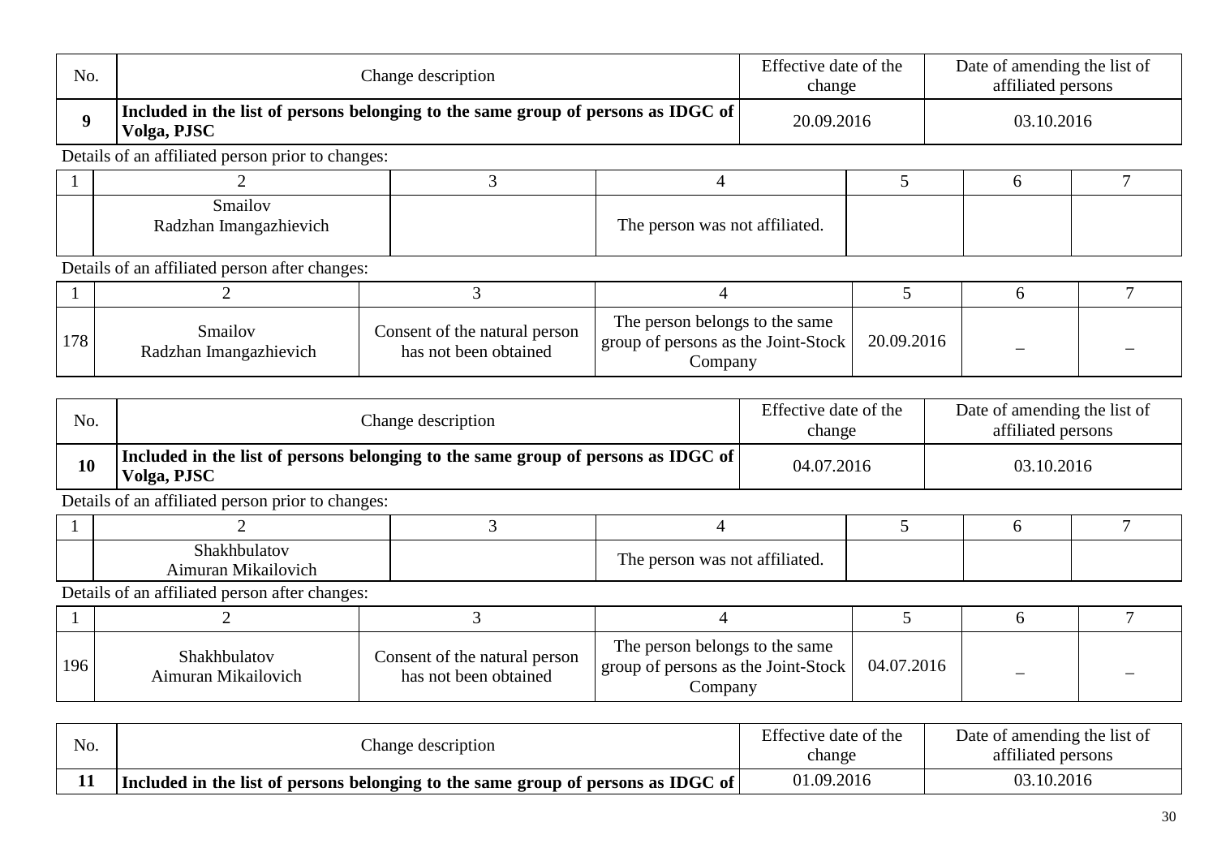| No. | Change description | Effective date of the change | Date of amending the list of affiliated persons |
|---|---|---|---|
| **9** | **Included in the list of persons belonging to the same group of persons as IDGC of Volga, PJSC** | 20.09.2016 | 03.10.2016 |

Details of an affiliated person prior to changes:

| 1 | 2 | 3 | 4 | 5 | 6 | 7 |
|---|---|---|---|---|---|---|
| | Smailov Radzhan Imangazhievich | | The person was not affiliated. | | | |

Details of an affiliated person after changes:

| 1 | 2 | 3 | 4 | 5 | 6 | 7 |
|---|---|---|---|---|---|---|
| 178 | Smailov Radzhan Imangazhievich | Consent of the natural person has not been obtained | The person belongs to the same group of persons as the Joint-Stock Company | 20.09.2016 | – | – |

| No. | Change description | Effective date of the change | Date of amending the list of affiliated persons |
|---|---|---|---|
| **10** | **Included in the list of persons belonging to the same group of persons as IDGC of Volga, PJSC** | 04.07.2016 | 03.10.2016 |

Details of an affiliated person prior to changes:

| 1 | 2 | 3 | 4 | 5 | 6 | 7 |
|---|---|---|---|---|---|---|
| | Shakhbulatov Aimuran Mikailovich | | The person was not affiliated. | | | |

Details of an affiliated person after changes:

| 1 | 2 | 3 | 4 | 5 | 6 | 7 |
|---|---|---|---|---|---|---|
| 196 | Shakhbulatov Aimuran Mikailovich | Consent of the natural person has not been obtained | The person belongs to the same group of persons as the Joint-Stock Company | 04.07.2016 | – | – |

| No. | Change description | Effective date of the change | Date of amending the list of affiliated persons |
|---|---|---|---|
| **11** | **Included in the list of persons belonging to the same group of persons as IDGC of** | 01.09.2016 | 03.10.2016 |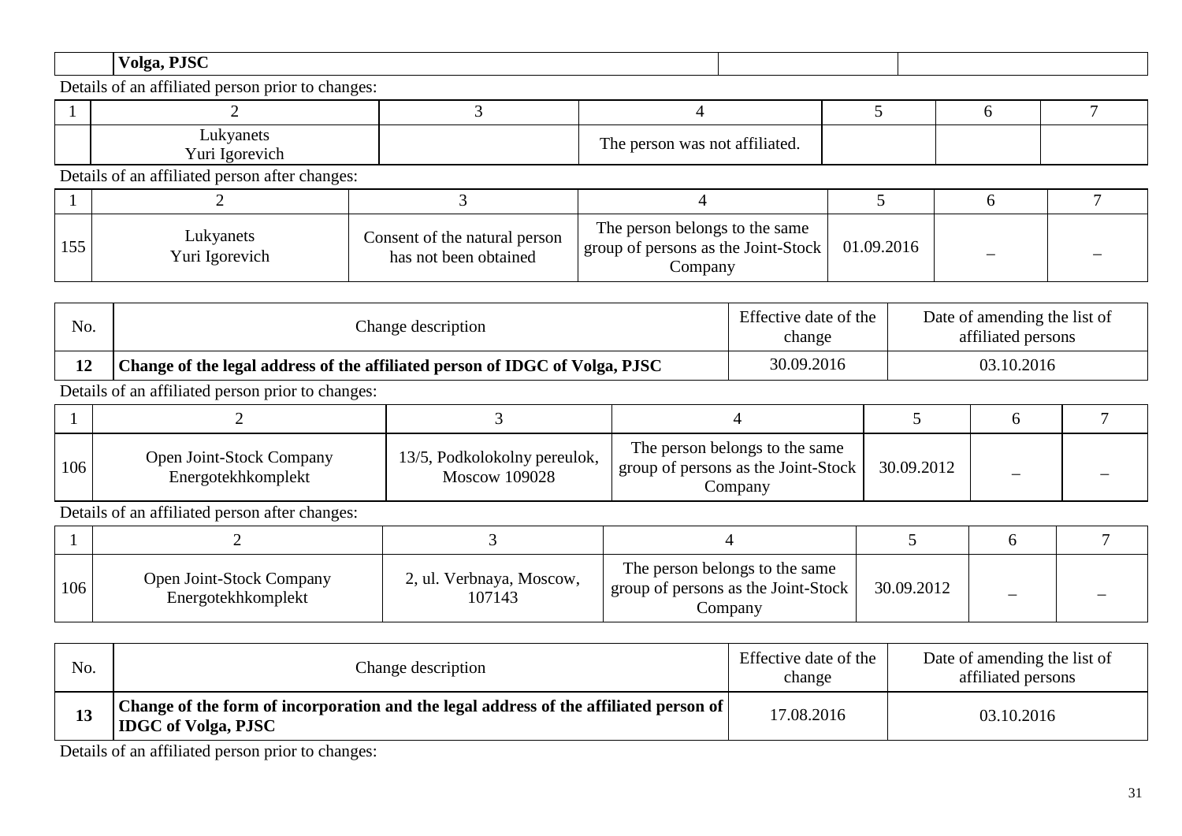|  | Volga, PJSC |  |  |
|---|---|---|---|

Details of an affiliated person prior to changes:

| 1 | 2 | 3 | 4 | 5 | 6 | 7 |
|---|---|---|---|---|---|---|
|  | Lukyanets Yuri Igorevich |  | The person was not affiliated. |  |  |  |

Details of an affiliated person after changes:

| 1 | 2 | 3 | 4 | 5 | 6 | 7 |
|---|---|---|---|---|---|---|
| 155 | Lukyanets Yuri Igorevich | Consent of the natural person has not been obtained | The person belongs to the same group of persons as the Joint-Stock Company | 01.09.2016 | – | – |

| No. | Change description | Effective date of the change | Date of amending the list of affiliated persons |
|---|---|---|---|
| **12** | **Change of the legal address of the affiliated person of IDGC of Volga, PJSC** | 30.09.2016 | 03.10.2016 |

Details of an affiliated person prior to changes:

| 1 | 2 | 3 | 4 | 5 | 6 | 7 |
|---|---|---|---|---|---|---|
| 106 | Open Joint-Stock Company Energotekhkomplekt | 13/5, Podkolokolny pereulok, Moscow 109028 | The person belongs to the same group of persons as the Joint-Stock Company | 30.09.2012 | – | – |

Details of an affiliated person after changes:

| 1 | 2 | 3 | 4 | 5 | 6 | 7 |
|---|---|---|---|---|---|---|
| 106 | Open Joint-Stock Company Energotekhkomplekt | 2, ul. Verbnaya, Moscow, 107143 | The person belongs to the same group of persons as the Joint-Stock Company | 30.09.2012 | – | – |

| No. | Change description | Effective date of the change | Date of amending the list of affiliated persons |
|---|---|---|---|
| **13** | **Change of the form of incorporation and the legal address of the affiliated person of IDGC of Volga, PJSC** | 17.08.2016 | 03.10.2016 |

Details of an affiliated person prior to changes: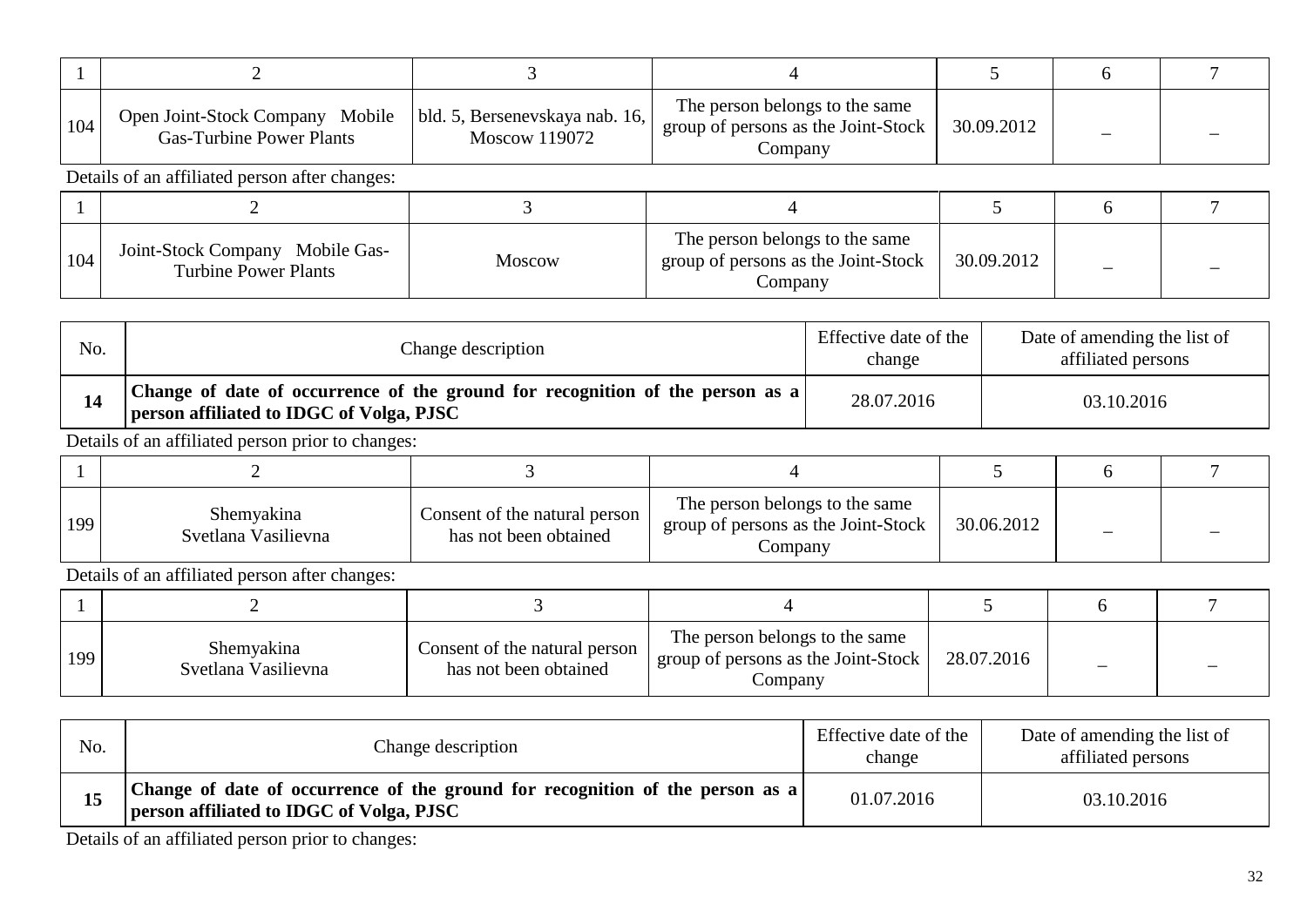| 1 | 2 | 3 | 4 | 5 | 6 | 7 |
|---|---|---|---|---|---|---|
| 104 | Open Joint-Stock Company Mobile Gas-Turbine Power Plants | bld. 5, Bersenevskaya nab. 16, Moscow 119072 | The person belongs to the same group of persons as the Joint-Stock Company | 30.09.2012 | – | – |

Details of an affiliated person after changes:

| 1 | 2 | 3 | 4 | 5 | 6 | 7 |
|---|---|---|---|---|---|---|
| 104 | Joint-Stock Company Mobile Gas-Turbine Power Plants | Moscow | The person belongs to the same group of persons as the Joint-Stock Company | 30.09.2012 | – | – |

| No. | Change description | Effective date of the change | Date of amending the list of affiliated persons |
|---|---|---|---|
| **14** | **Change of date of occurrence of the ground for recognition of the person as a person affiliated to IDGC of Volga, PJSC** | 28.07.2016 | 03.10.2016 |

Details of an affiliated person prior to changes:

| 1 | 2 | 3 | 4 | 5 | 6 | 7 |
|---|---|---|---|---|---|---|
| 199 | Shemyakina Svetlana Vasilievna | Consent of the natural person has not been obtained | The person belongs to the same group of persons as the Joint-Stock Company | 30.06.2012 | – | – |

Details of an affiliated person after changes:

| 1 | 2 | 3 | 4 | 5 | 6 | 7 |
|---|---|---|---|---|---|---|
| 199 | Shemyakina Svetlana Vasilievna | Consent of the natural person has not been obtained | The person belongs to the same group of persons as the Joint-Stock Company | 28.07.2016 | – | – |

| No. | Change description | Effective date of the change | Date of amending the list of affiliated persons |
|---|---|---|---|
| **15** | **Change of date of occurrence of the ground for recognition of the person as a person affiliated to IDGC of Volga, PJSC** | 01.07.2016 | 03.10.2016 |

Details of an affiliated person prior to changes: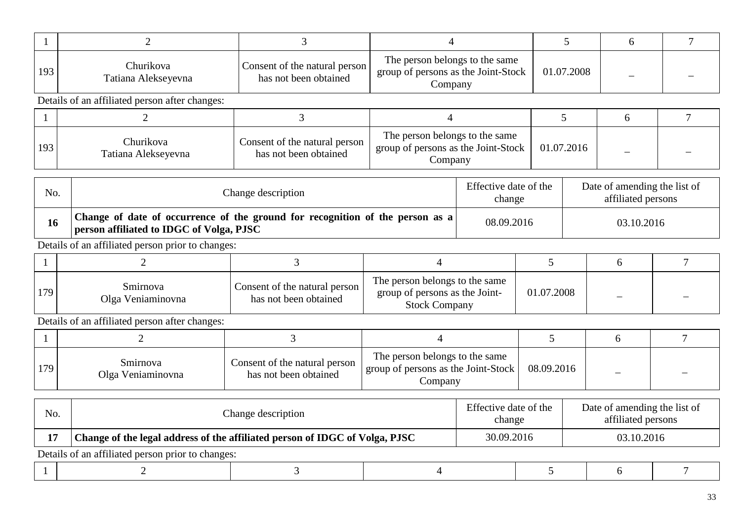| 1 | 2 | 3 | 4 | 5 | 6 | 7 |
|---|---|---|---|---|---|---|
| 193 | Churikova Tatiana Alekseyevna | Consent of the natural person has not been obtained | The person belongs to the same group of persons as the Joint-Stock Company | 01.07.2008 | – | – |

Details of an affiliated person after changes:

| 1 | 2 | 3 | 4 | 5 | 6 | 7 |
|---|---|---|---|---|---|---|
| 193 | Churikova Tatiana Alekseyevna | Consent of the natural person has not been obtained | The person belongs to the same group of persons as the Joint-Stock Company | 01.07.2016 | – | – |

| No. | Change description | Effective date of the change | Date of amending the list of affiliated persons |
|---|---|---|---|
| **16** | **Change of date of occurrence of the ground for recognition of the person as a person affiliated to IDGC of Volga, PJSC** | 08.09.2016 | 03.10.2016 |

Details of an affiliated person prior to changes:

| 1 | 2 | 3 | 4 | 5 | 6 | 7 |
|---|---|---|---|---|---|---|
| 179 | Smirnova Olga Veniaminovna | Consent of the natural person has not been obtained | The person belongs to the same group of persons as the Joint-Stock Company | 01.07.2008 | – | – |

Details of an affiliated person after changes:

| 1 | 2 | 3 | 4 | 5 | 6 | 7 |
|---|---|---|---|---|---|---|
| 179 | Smirnova Olga Veniaminovna | Consent of the natural person has not been obtained | The person belongs to the same group of persons as the Joint-Stock Company | 08.09.2016 | – | – |

| No. | Change description | Effective date of the change | Date of amending the list of affiliated persons |
|---|---|---|---|
| **17** | **Change of the legal address of the affiliated person of IDGC of Volga, PJSC** | 30.09.2016 | 03.10.2016 |

Details of an affiliated person prior to changes:

| 1 | 2 | 3 | 4 | 5 | 6 | 7 |
|---|---|---|---|---|---|---|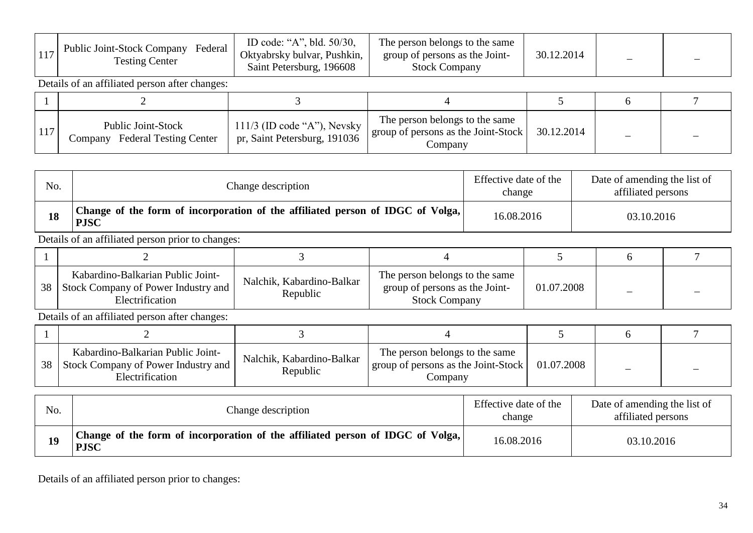| 117 | Public Joint-Stock Company Federal Testing Center | ID code: “A”, bld. 50/30, Oktyabrsky bulvar, Pushkin, Saint Petersburg, 196608 | The person belongs to the same group of persons as the Joint-Stock Company | 30.12.2014 | – | – |
|---|---|---|---|---|---|---|

Details of an affiliated person after changes:

| 1 | 2 | 3 | 4 | 5 | 6 | 7 |
|---|---|---|---|---|---|---|
| 117 | Public Joint-Stock Company Federal Testing Center | 111/3 (ID code “A”), Nevsky pr, Saint Petersburg, 191036 | The person belongs to the same group of persons as the Joint-Stock Company | 30.12.2014 | – | – |

| No. | Change description | Effective date of the change | Date of amending the list of affiliated persons |
|---|---|---|---|
| **18** | **Change of the form of incorporation of the affiliated person of IDGC of Volga, PJSC** | 16.08.2016 | 03.10.2016 |

Details of an affiliated person prior to changes:

| 1 | 2 | 3 | 4 | 5 | 6 | 7 |
|---|---|---|---|---|---|---|
| 38 | Kabardino-Balkarian Public Joint-Stock Company of Power Industry and Electrification | Nalchik, Kabardino-Balkar Republic | The person belongs to the same group of persons as the Joint-Stock Company | 01.07.2008 | – | – |

Details of an affiliated person after changes:

| 1 | 2 | 3 | 4 | 5 | 6 | 7 |
|---|---|---|---|---|---|---|
| 38 | Kabardino-Balkarian Public Joint-Stock Company of Power Industry and Electrification | Nalchik, Kabardino-Balkar Republic | The person belongs to the same group of persons as the Joint-Stock Company | 01.07.2008 | – | – |

| No. | Change description | Effective date of the change | Date of amending the list of affiliated persons |
|---|---|---|---|
| **19** | **Change of the form of incorporation of the affiliated person of IDGC of Volga, PJSC** | 16.08.2016 | 03.10.2016 |

Details of an affiliated person prior to changes: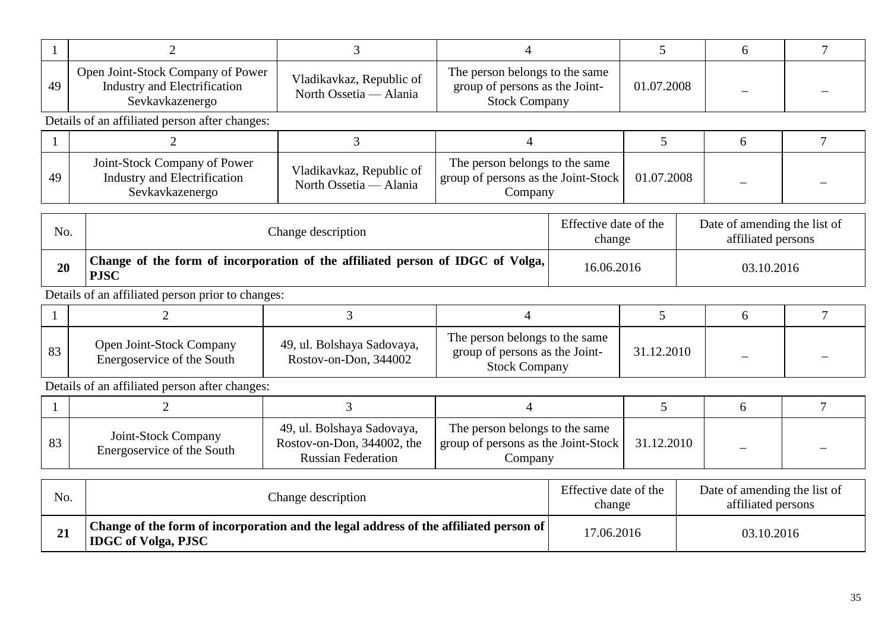| 1 | 2 | 3 | 4 | 5 | 6 | 7 |
|---|---|---|---|---|---|---|
| 49 | Open Joint-Stock Company of Power Industry and Electrification Sevkavkazenergo | Vladikavkaz, Republic of North Ossetia — Alania | The person belongs to the same group of persons as the Joint-Stock Company | 01.07.2008 | – | – |

Details of an affiliated person after changes:

| 1 | 2 | 3 | 4 | 5 | 6 | 7 |
|---|---|---|---|---|---|---|
| 49 | Joint-Stock Company of Power Industry and Electrification Sevkavkazenergo | Vladikavkaz, Republic of North Ossetia — Alania | The person belongs to the same group of persons as the Joint-Stock Company | 01.07.2008 | – | – |

| No. | Change description | Effective date of the change | Date of amending the list of affiliated persons |
|---|---|---|---|
| **20** | **Change of the form of incorporation of the affiliated person of IDGC of Volga, PJSC** | 16.06.2016 | 03.10.2016 |

Details of an affiliated person prior to changes:

| 1 | 2 | 3 | 4 | 5 | 6 | 7 |
|---|---|---|---|---|---|---|
| 83 | Open Joint-Stock Company Energoservice of the South | 49, ul. Bolshaya Sadovaya, Rostov-on-Don, 344002 | The person belongs to the same group of persons as the Joint-Stock Company | 31.12.2010 | – | – |

Details of an affiliated person after changes:

| 1 | 2 | 3 | 4 | 5 | 6 | 7 |
|---|---|---|---|---|---|---|
| 83 | Joint-Stock Company Energoservice of the South | 49, ul. Bolshaya Sadovaya, Rostov-on-Don, 344002, the Russian Federation | The person belongs to the same group of persons as the Joint-Stock Company | 31.12.2010 | – | – |

| No. | Change description | Effective date of the change | Date of amending the list of affiliated persons |
|---|---|---|---|
| **21** | **Change of the form of incorporation and the legal address of the affiliated person of IDGC of Volga, PJSC** | 17.06.2016 | 03.10.2016 |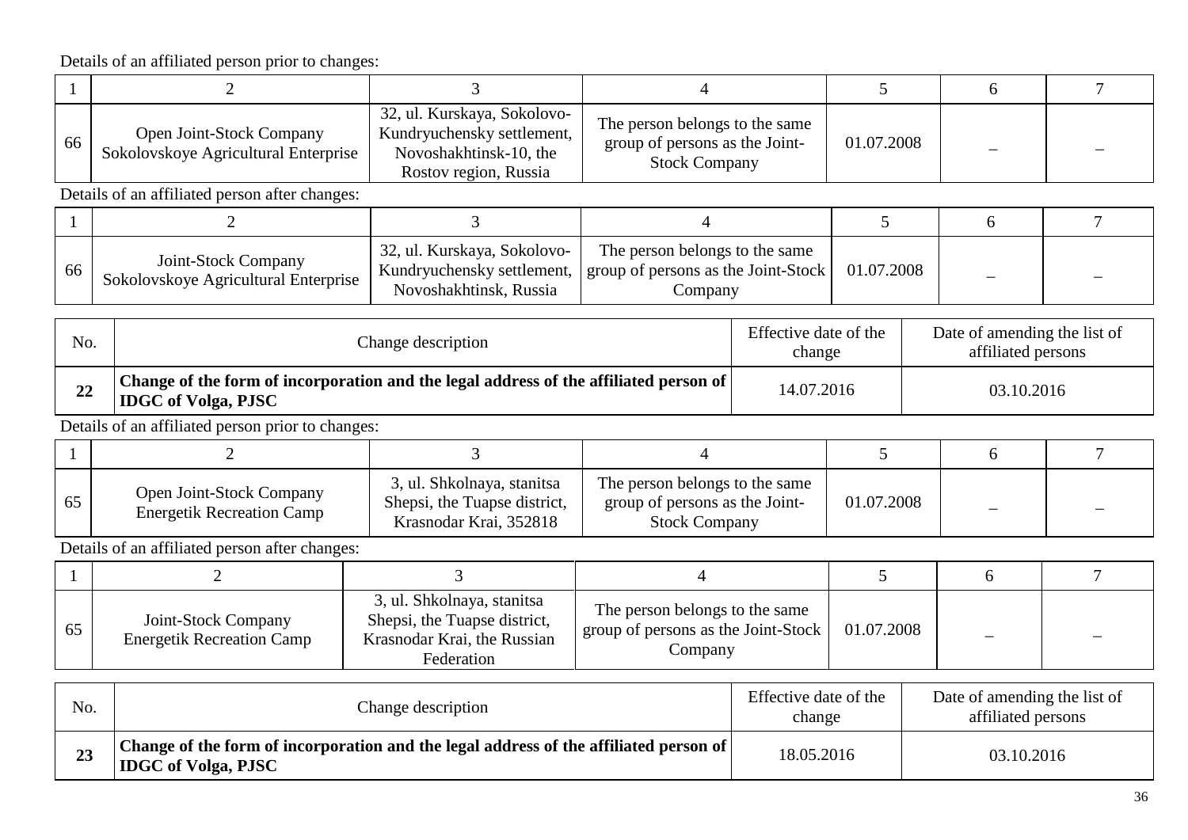Details of an affiliated person prior to changes:

| 1 | 2 | 3 | 4 | 5 | 6 | 7 |
|---|---|---|---|---|---|---|
| 66 | Open Joint-Stock Company Sokolovskoye Agricultural Enterprise | 32, ul. Kurskaya, Sokolovo-Kundryuchensky settlement, Novoshakhtinsk-10, the Rostov region, Russia | The person belongs to the same group of persons as the Joint-Stock Company | 01.07.2008 | – | – |

Details of an affiliated person after changes:

| 1 | 2 | 3 | 4 | 5 | 6 | 7 |
|---|---|---|---|---|---|---|
| 66 | Joint-Stock Company Sokolovskoye Agricultural Enterprise | 32, ul. Kurskaya, Sokolovo-Kundryuchensky settlement, Novoshakhtinsk, Russia | The person belongs to the same group of persons as the Joint-Stock Company | 01.07.2008 | – | – |

| No. | Change description | Effective date of the change | Date of amending the list of affiliated persons |
|---|---|---|---|
| **22** | **Change of the form of incorporation and the legal address of the affiliated person of IDGC of Volga, PJSC** | 14.07.2016 | 03.10.2016 |

Details of an affiliated person prior to changes:

| 1 | 2 | 3 | 4 | 5 | 6 | 7 |
|---|---|---|---|---|---|---|
| 65 | Open Joint-Stock Company Energetik Recreation Camp | 3, ul. Shkolnaya, stanitsa Shepsi, the Tuapse district, Krasnodar Krai, 352818 | The person belongs to the same group of persons as the Joint-Stock Company | 01.07.2008 | – | – |

Details of an affiliated person after changes:

| 1 | 2 | 3 | 4 | 5 | 6 | 7 |
|---|---|---|---|---|---|---|
| 65 | Joint-Stock Company Energetik Recreation Camp | 3, ul. Shkolnaya, stanitsa Shepsi, the Tuapse district, Krasnodar Krai, the Russian Federation | The person belongs to the same group of persons as the Joint-Stock Company | 01.07.2008 | – | – |

| No. | Change description | Effective date of the change | Date of amending the list of affiliated persons |
|---|---|---|---|
| **23** | **Change of the form of incorporation and the legal address of the affiliated person of IDGC of Volga, PJSC** | 18.05.2016 | 03.10.2016 |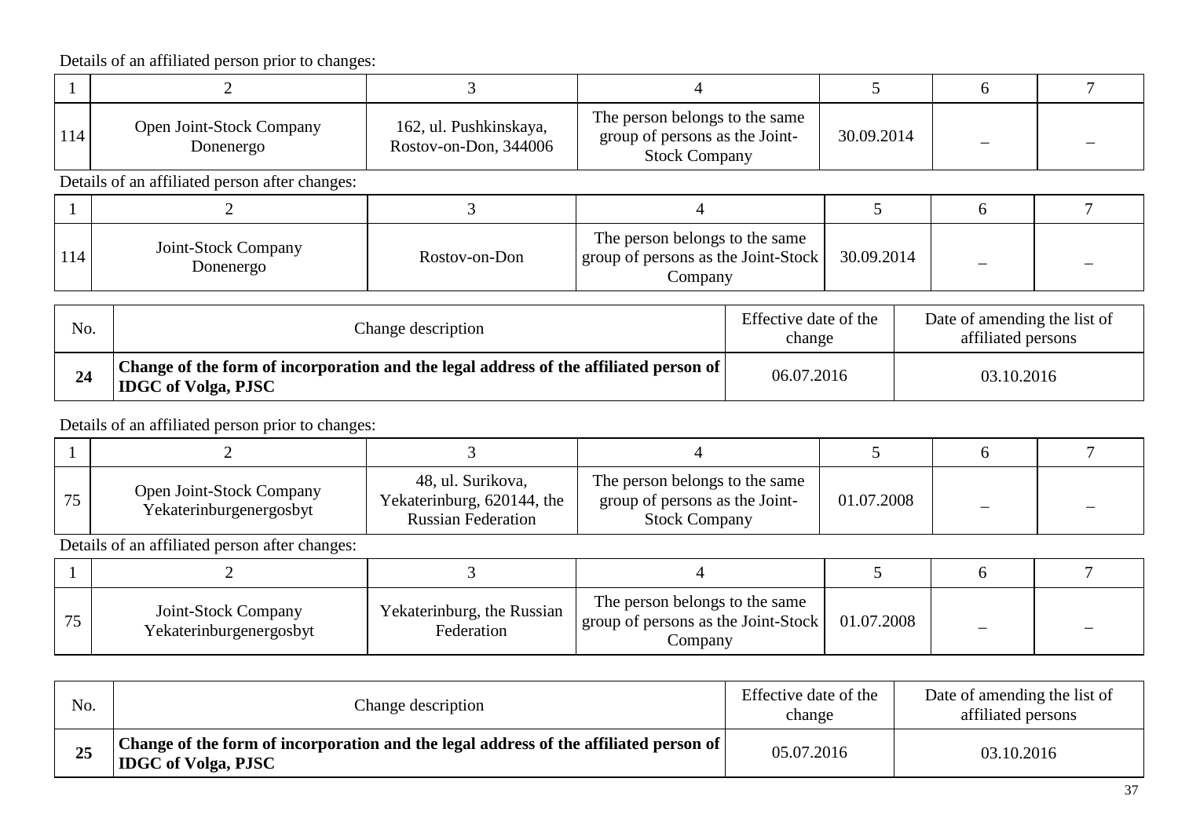Details of an affiliated person prior to changes:

| 1 | 2 | 3 | 4 | 5 | 6 | 7 |
|---|---|---|---|---|---|---|
| 114 | Open Joint-Stock Company Donenergo | 162, ul. Pushkinskaya, Rostov-on-Don, 344006 | The person belongs to the same group of persons as the Joint-Stock Company | 30.09.2014 | – | – |

Details of an affiliated person after changes:

| 1 | 2 | 3 | 4 | 5 | 6 | 7 |
|---|---|---|---|---|---|---|
| 114 | Joint-Stock Company Donenergo | Rostov-on-Don | The person belongs to the same group of persons as the Joint-Stock Company | 30.09.2014 | – | – |

| No. | Change description | Effective date of the change | Date of amending the list of affiliated persons |
|---|---|---|---|
| **24** | **Change of the form of incorporation and the legal address of the affiliated person of IDGC of Volga, PJSC** | 06.07.2016 | 03.10.2016 |

Details of an affiliated person prior to changes:

| 1 | 2 | 3 | 4 | 5 | 6 | 7 |
|---|---|---|---|---|---|---|
| 75 | Open Joint-Stock Company Yekaterinburgenergosbyt | 48, ul. Surikova, Yekaterinburg, 620144, the Russian Federation | The person belongs to the same group of persons as the Joint-Stock Company | 01.07.2008 | – | – |

Details of an affiliated person after changes:

| 1 | 2 | 3 | 4 | 5 | 6 | 7 |
|---|---|---|---|---|---|---|
| 75 | Joint-Stock Company Yekaterinburgenergosbyt | Yekaterinburg, the Russian Federation | The person belongs to the same group of persons as the Joint-Stock Company | 01.07.2008 | – | – |

| No. | Change description | Effective date of the change | Date of amending the list of affiliated persons |
|---|---|---|---|
| **25** | **Change of the form of incorporation and the legal address of the affiliated person of IDGC of Volga, PJSC** | 05.07.2016 | 03.10.2016 |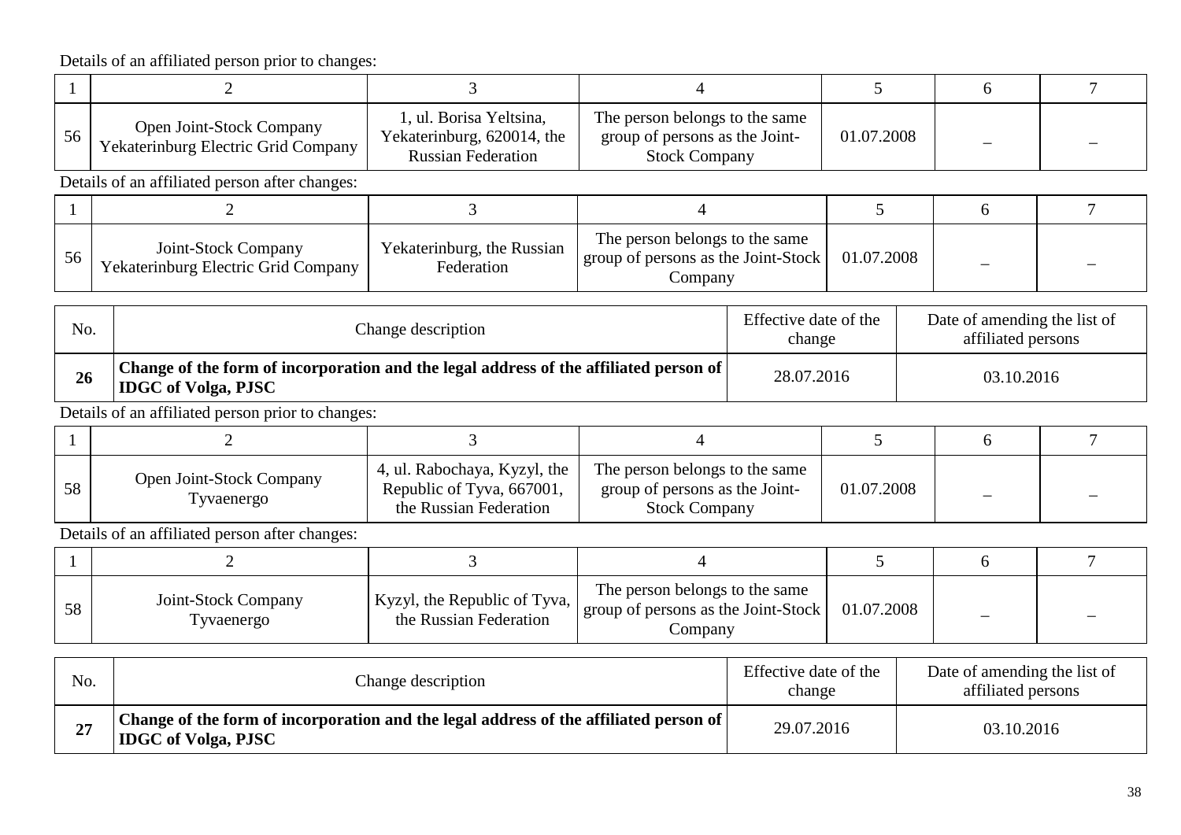Details of an affiliated person prior to changes:

| 1 | 2 | 3 | 4 | 5 | 6 | 7 |
|---|---|---|---|---|---|---|
| 56 | Open Joint-Stock Company Yekaterinburg Electric Grid Company | 1, ul. Borisa Yeltsina, Yekaterinburg, 620014, the Russian Federation | The person belongs to the same group of persons as the Joint-Stock Company | 01.07.2008 | – | – |

Details of an affiliated person after changes:

| 1 | 2 | 3 | 4 | 5 | 6 | 7 |
|---|---|---|---|---|---|---|
| 56 | Joint-Stock Company Yekaterinburg Electric Grid Company | Yekaterinburg, the Russian Federation | The person belongs to the same group of persons as the Joint-Stock Company | 01.07.2008 | – | – |

| No. | Change description | Effective date of the change | Date of amending the list of affiliated persons |
|---|---|---|---|
| **26** | **Change of the form of incorporation and the legal address of the affiliated person of IDGC of Volga, PJSC** | 28.07.2016 | 03.10.2016 |

Details of an affiliated person prior to changes:

| 1 | 2 | 3 | 4 | 5 | 6 | 7 |
|---|---|---|---|---|---|---|
| 58 | Open Joint-Stock Company Tyvaenergo | 4, ul. Rabochaya, Kyzyl, the Republic of Tyva, 667001, the Russian Federation | The person belongs to the same group of persons as the Joint-Stock Company | 01.07.2008 | – | – |

Details of an affiliated person after changes:

| 1 | 2 | 3 | 4 | 5 | 6 | 7 |
|---|---|---|---|---|---|---|
| 58 | Joint-Stock Company Tyvaenergo | Kyzyl, the Republic of Tyva, the Russian Federation | The person belongs to the same group of persons as the Joint-Stock Company | 01.07.2008 | – | – |

| No. | Change description | Effective date of the change | Date of amending the list of affiliated persons |
|---|---|---|---|
| **27** | **Change of the form of incorporation and the legal address of the affiliated person of IDGC of Volga, PJSC** | 29.07.2016 | 03.10.2016 |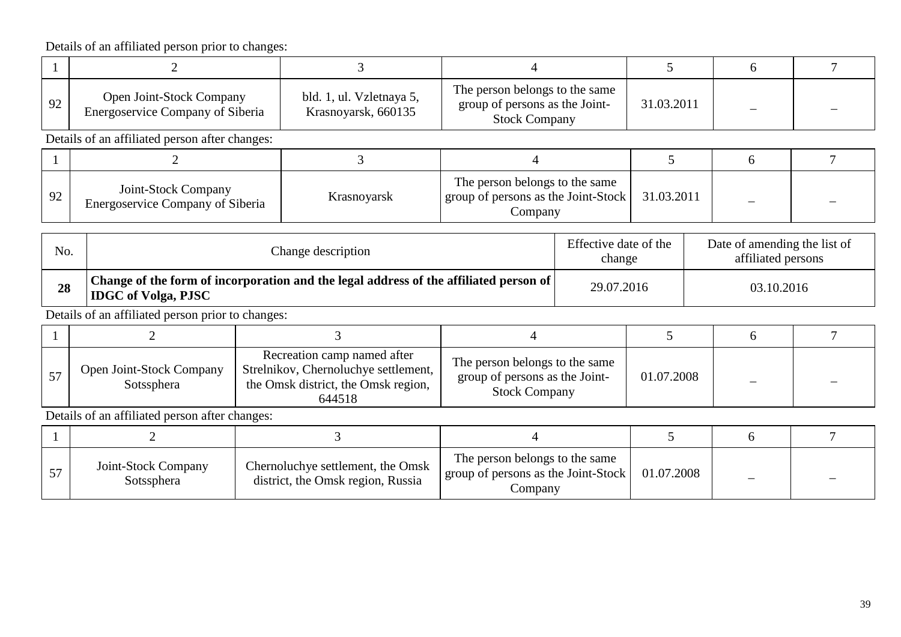Details of an affiliated person prior to changes:

| 1 | 2 | 3 | 4 | 5 | 6 | 7 |
|---|---|---|---|---|---|---|
| 92 | Open Joint-Stock Company Energoservice Company of Siberia | bld. 1, ul. Vzletnaya 5, Krasnoyarsk, 660135 | The person belongs to the same group of persons as the Joint-Stock Company | 31.03.2011 | – | – |

Details of an affiliated person after changes:

| 1 | 2 | 3 | 4 | 5 | 6 | 7 |
|---|---|---|---|---|---|---|
| 92 | Joint-Stock Company Energoservice Company of Siberia | Krasnoyarsk | The person belongs to the same group of persons as the Joint-Stock Company | 31.03.2011 | – | – |

| No. | Change description | Effective date of the change | Date of amending the list of affiliated persons |
|---|---|---|---|
| **28** | **Change of the form of incorporation and the legal address of the affiliated person of IDGC of Volga, PJSC** | 29.07.2016 | 03.10.2016 |

Details of an affiliated person prior to changes:

| 1 | 2 | 3 | 4 | 5 | 6 | 7 |
|---|---|---|---|---|---|---|
| 57 | Open Joint-Stock Company Sotssphera | Recreation camp named after Strelnikov, Chernoluchye settlement, the Omsk district, the Omsk region, 644518 | The person belongs to the same group of persons as the Joint-Stock Company | 01.07.2008 | – | – |

Details of an affiliated person after changes:

| 1 | 2 | 3 | 4 | 5 | 6 | 7 |
|---|---|---|---|---|---|---|
| 57 | Joint-Stock Company Sotssphera | Chernoluchye settlement, the Omsk district, the Omsk region, Russia | The person belongs to the same group of persons as the Joint-Stock Company | 01.07.2008 | – | – |